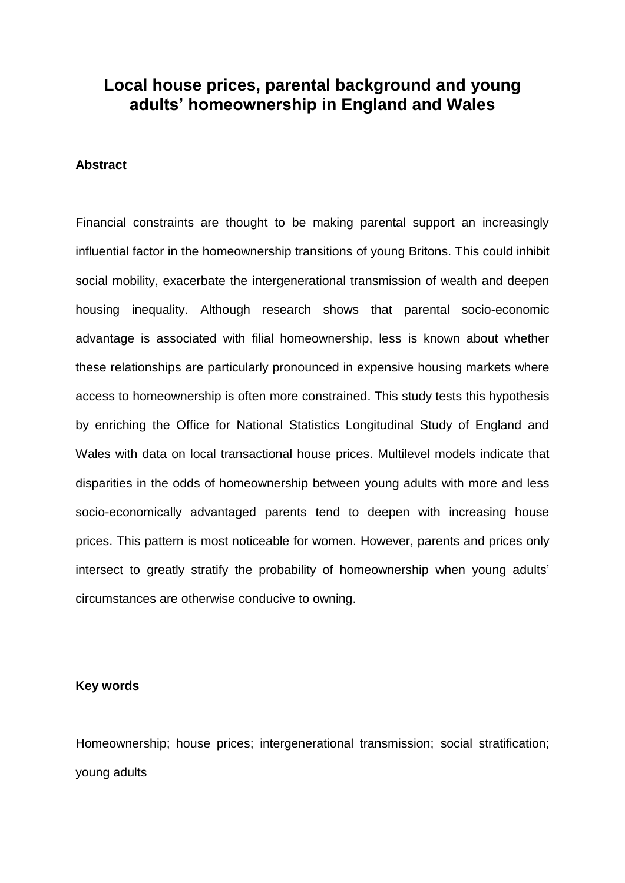# Local house prices, parental background and young adults' homeownership in England and Wales

## Abstract

Financial constraints are thought to be making parental support an increasingly influential factor in the homeownership transitions of young Britons. This could inhibit social mobility, exacerbate the intergenerational transmission of wealth and deepen housing inequality. Although research shows that parental socio-economic advantage is associated with filial homeownership, less is known about whether these relationships are particularly pronounced in expensive housing markets where access to homeownership is often more constrained. This study tests this hypothesis by enriching the Office for National Statistics Longitudinal Study of England and Wales with data on local transactional house prices. Multilevel models indicate that disparities in the odds of homeownership between young adults with more and less socio-economically advantaged parents tend to deepen with increasing house prices. This pattern is most noticeable for women. However, parents and prices only intersect to greatly stratify the probability of homeownership when young adults' circumstances are otherwise conducive to owning.

## Key words

Homeownership; house prices; intergenerational transmission; social stratification; young adults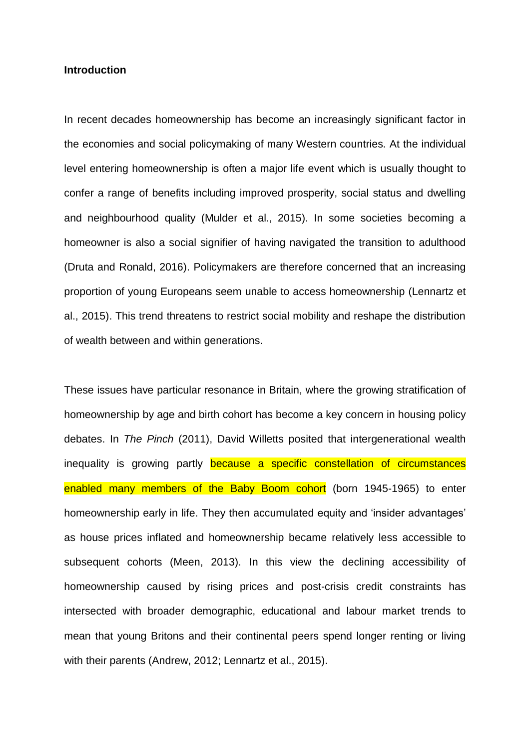**Introduction**

In recent decades homeownership has become an increasingly significant factor in the economies and social policymaking of many Western countries. At the individual level entering homeownership is often a major life event which is usually thought to confer a range of benefits including improved prosperity, social status and dwelling and neighbourhood quality (Mulder et al., 2015). In some societies becoming a homeowner is also a social signifier of having navigated the transition to adulthood (Druta and Ronald, 2016). Policymakers are therefore concerned that an increasing proportion of young Europeans seem unable to access homeownership (Lennartz et al., 2015). This trend threatens to restrict social mobility and reshape the distribution of wealth between and within generations.

These issues have particular resonance in Britain, where the growing stratification of homeownership by age and birth cohort has become a key concern in housing policy debates. In *The Pinch* (2011), David Willetts posited that intergenerational wealth inequality is growing partly because a specific constellation of circumstances enabled many members of the Baby Boom cohort (born 1945-1965) to enter homeownership early in life. They then accumulated equity and 'insider advantages' as house prices inflated and homeownership became relatively less accessible to subsequent cohorts (Meen, 2013). In this view the declining accessibility of homeownership caused by rising prices and post-crisis credit constraints has intersected with broader demographic, educational and labour market trends to mean that young Britons and their continental peers spend longer renting or living with their parents (Andrew, 2012; Lennartz et al., 2015).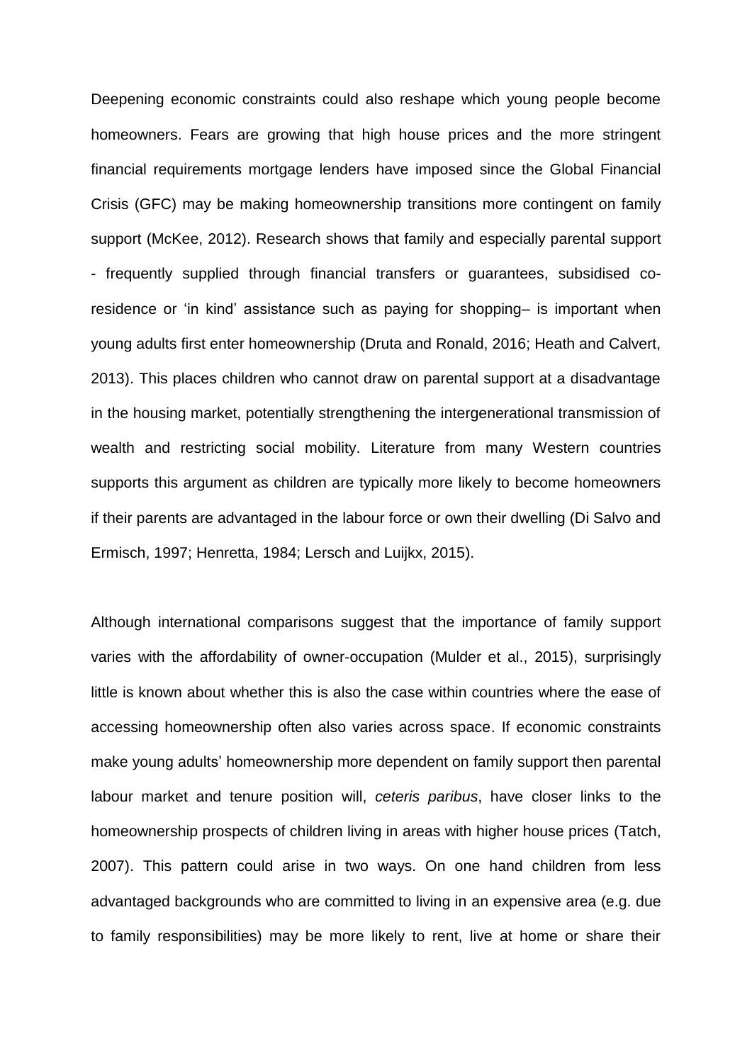Deepening economic constraints could also reshape which young people become homeowners. Fears are growing that high house prices and the more stringent financial requirements mortgage lenders have imposed since the Global Financial Crisis (GFC) may be making homeownership transitions more contingent on family support (McKee, 2012). Research shows that family and especially parental support - frequently supplied through financial transfers or guarantees, subsidised co-residence or 'in kind' assistance such as paying for shopping– is important when young adults first enter homeownership (Druta and Ronald, 2016; Heath and Calvert, 2013). This places children who cannot draw on parental support at a disadvantage in the housing market, potentially strengthening the intergenerational transmission of wealth and restricting social mobility. Literature from many Western countries supports this argument as children are typically more likely to become homeowners if their parents are advantaged in the labour force or own their dwelling (Di Salvo and Ermisch, 1997; Henretta, 1984; Lersch and Luijkx, 2015).

Although international comparisons suggest that the importance of family support varies with the affordability of owner-occupation (Mulder et al., 2015), surprisingly little is known about whether this is also the case within countries where the ease of accessing homeownership often also varies across space. If economic constraints make young adults' homeownership more dependent on family support then parental labour market and tenure position will, *ceteris paribus*, have closer links to the homeownership prospects of children living in areas with higher house prices (Tatch, 2007). This pattern could arise in two ways. On one hand children from less advantaged backgrounds who are committed to living in an expensive area (e.g. due to family responsibilities) may be more likely to rent, live at home or share their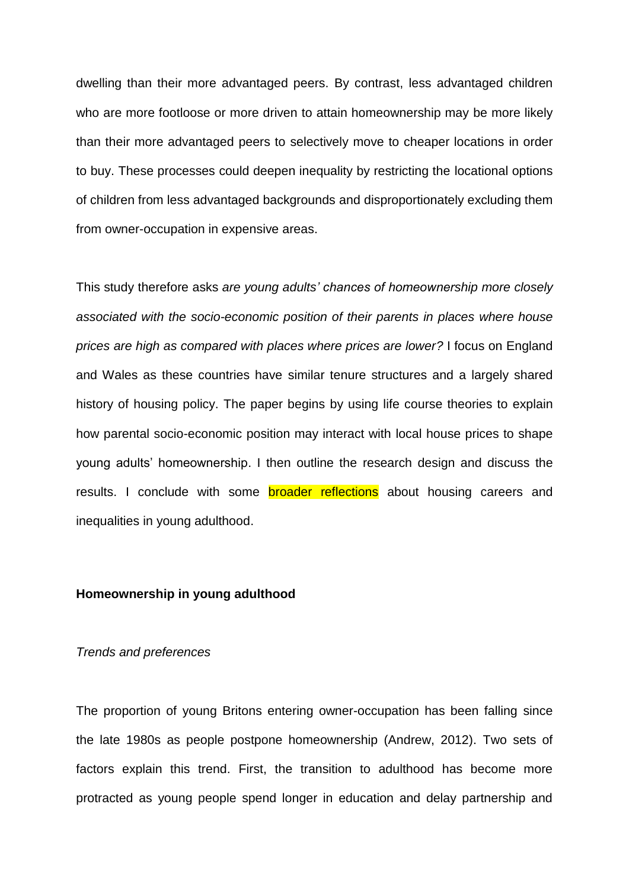dwelling than their more advantaged peers. By contrast, less advantaged children who are more footloose or more driven to attain homeownership may be more likely than their more advantaged peers to selectively move to cheaper locations in order to buy. These processes could deepen inequality by restricting the locational options of children from less advantaged backgrounds and disproportionately excluding them from owner-occupation in expensive areas.

This study therefore asks *are young adults' chances of homeownership more closely associated with the socio-economic position of their parents in places where house prices are high as compared with places where prices are lower?* I focus on England and Wales as these countries have similar tenure structures and a largely shared history of housing policy. The paper begins by using life course theories to explain how parental socio-economic position may interact with local house prices to shape young adults' homeownership. I then outline the research design and discuss the results. I conclude with some broader reflections about housing careers and inequalities in young adulthood.

## Homeownership in young adulthood

### *Trends and preferences*

The proportion of young Britons entering owner-occupation has been falling since the late 1980s as people postpone homeownership (Andrew, 2012). Two sets of factors explain this trend. First, the transition to adulthood has become more protracted as young people spend longer in education and delay partnership and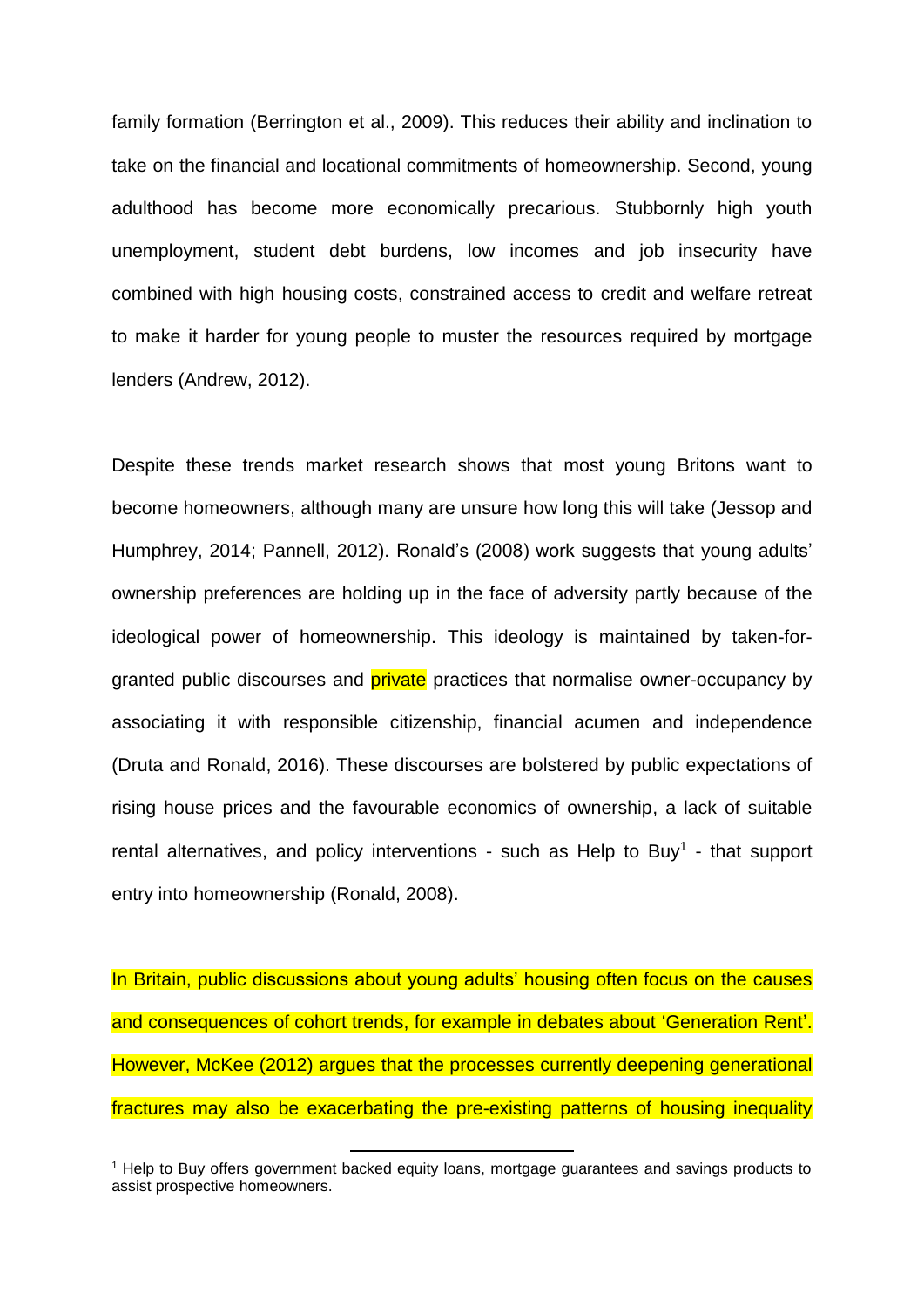family formation (Berrington et al., 2009). This reduces their ability and inclination to take on the financial and locational commitments of homeownership. Second, young adulthood has become more economically precarious. Stubbornly high youth unemployment, student debt burdens, low incomes and job insecurity have combined with high housing costs, constrained access to credit and welfare retreat to make it harder for young people to muster the resources required by mortgage lenders (Andrew, 2012).

Despite these trends market research shows that most young Britons want to become homeowners, although many are unsure how long this will take (Jessop and Humphrey, 2014; Pannell, 2012). Ronald's (2008) work suggests that young adults' ownership preferences are holding up in the face of adversity partly because of the ideological power of homeownership. This ideology is maintained by taken-for-granted public discourses and private practices that normalise owner-occupancy by associating it with responsible citizenship, financial acumen and independence (Druta and Ronald, 2016). These discourses are bolstered by public expectations of rising house prices and the favourable economics of ownership, a lack of suitable rental alternatives, and policy interventions - such as Help to Buy[1] - that support entry into homeownership (Ronald, 2008).

In Britain, public discussions about young adults' housing often focus on the causes and consequences of cohort trends, for example in debates about 'Generation Rent'. However, McKee (2012) argues that the processes currently deepening generational fractures may also be exacerbating the pre-existing patterns of housing inequality

[1] Help to Buy offers government backed equity loans, mortgage guarantees and savings products to assist prospective homeowners.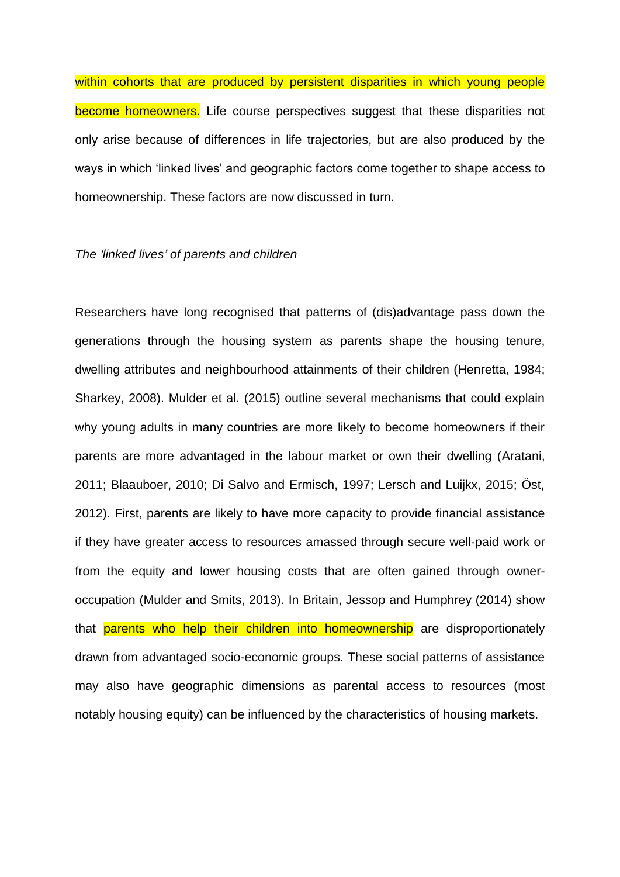within cohorts that are produced by persistent disparities in which young people become homeowners. Life course perspectives suggest that these disparities not only arise because of differences in life trajectories, but are also produced by the ways in which 'linked lives' and geographic factors come together to shape access to homeownership. These factors are now discussed in turn.

*The 'linked lives' of parents and children*

Researchers have long recognised that patterns of (dis)advantage pass down the generations through the housing system as parents shape the housing tenure, dwelling attributes and neighbourhood attainments of their children (Henretta, 1984; Sharkey, 2008). Mulder et al. (2015) outline several mechanisms that could explain why young adults in many countries are more likely to become homeowners if their parents are more advantaged in the labour market or own their dwelling (Aratani, 2011; Blaauboer, 2010; Di Salvo and Ermisch, 1997; Lersch and Luijkx, 2015; Öst, 2012). First, parents are likely to have more capacity to provide financial assistance if they have greater access to resources amassed through secure well-paid work or from the equity and lower housing costs that are often gained through owner-occupation (Mulder and Smits, 2013). In Britain, Jessop and Humphrey (2014) show that parents who help their children into homeownership are disproportionately drawn from advantaged socio-economic groups. These social patterns of assistance may also have geographic dimensions as parental access to resources (most notably housing equity) can be influenced by the characteristics of housing markets.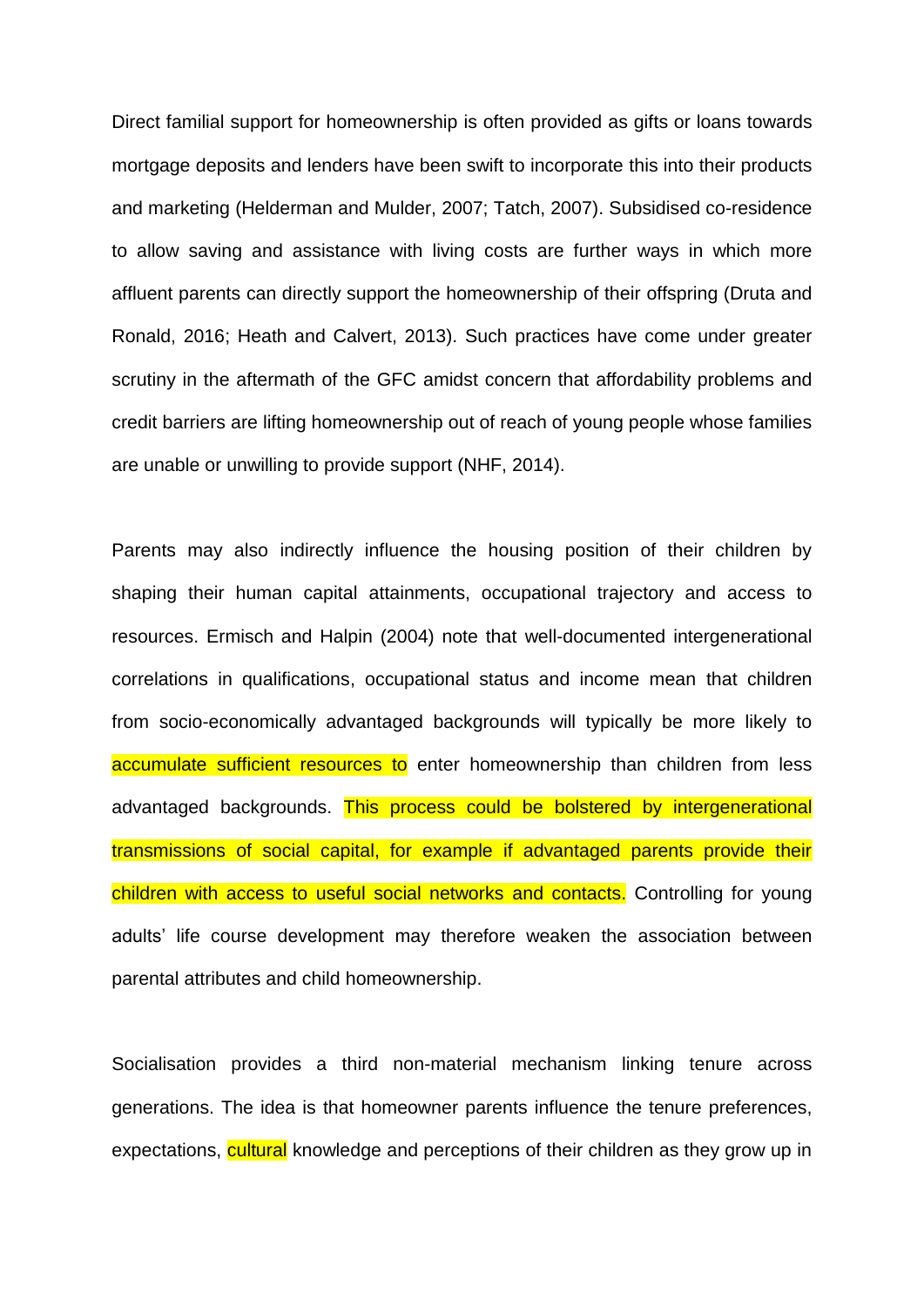Direct familial support for homeownership is often provided as gifts or loans towards mortgage deposits and lenders have been swift to incorporate this into their products and marketing (Helderman and Mulder, 2007; Tatch, 2007). Subsidised co-residence to allow saving and assistance with living costs are further ways in which more affluent parents can directly support the homeownership of their offspring (Druta and Ronald, 2016; Heath and Calvert, 2013). Such practices have come under greater scrutiny in the aftermath of the GFC amidst concern that affordability problems and credit barriers are lifting homeownership out of reach of young people whose families are unable or unwilling to provide support (NHF, 2014).

Parents may also indirectly influence the housing position of their children by shaping their human capital attainments, occupational trajectory and access to resources. Ermisch and Halpin (2004) note that well-documented intergenerational correlations in qualifications, occupational status and income mean that children from socio-economically advantaged backgrounds will typically be more likely to accumulate sufficient resources to enter homeownership than children from less advantaged backgrounds. This process could be bolstered by intergenerational transmissions of social capital, for example if advantaged parents provide their children with access to useful social networks and contacts. Controlling for young adults' life course development may therefore weaken the association between parental attributes and child homeownership.

Socialisation provides a third non-material mechanism linking tenure across generations. The idea is that homeowner parents influence the tenure preferences, expectations, cultural knowledge and perceptions of their children as they grow up in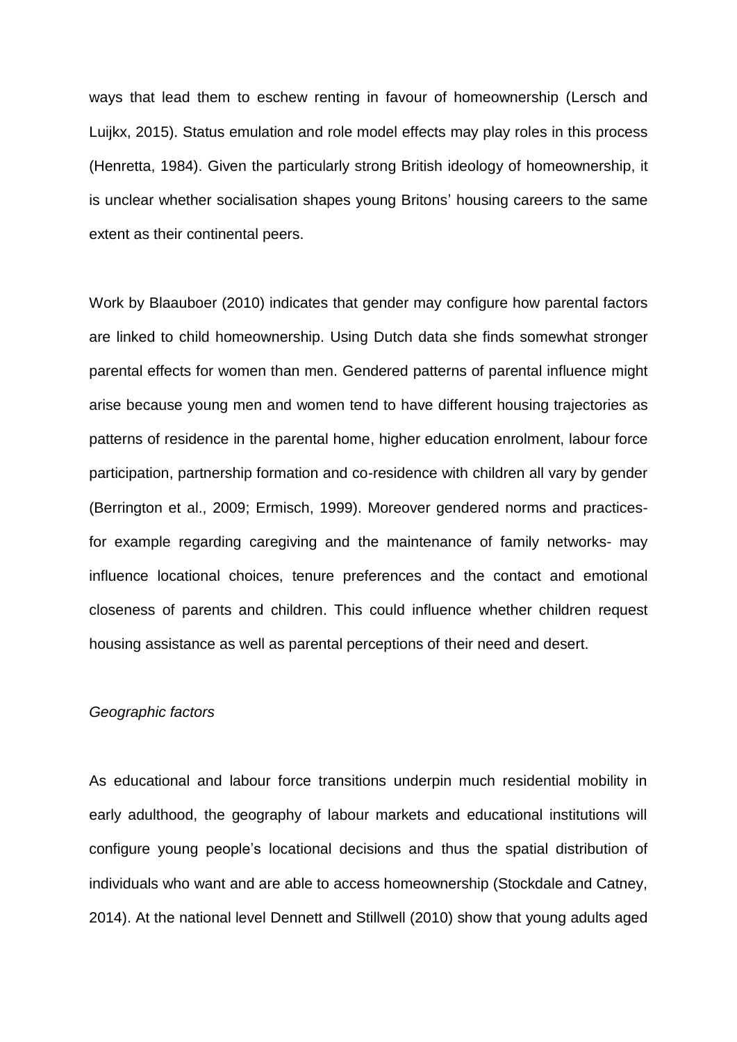ways that lead them to eschew renting in favour of homeownership (Lersch and Luijkx, 2015). Status emulation and role model effects may play roles in this process (Henretta, 1984). Given the particularly strong British ideology of homeownership, it is unclear whether socialisation shapes young Britons' housing careers to the same extent as their continental peers.

Work by Blaauboer (2010) indicates that gender may configure how parental factors are linked to child homeownership. Using Dutch data she finds somewhat stronger parental effects for women than men. Gendered patterns of parental influence might arise because young men and women tend to have different housing trajectories as patterns of residence in the parental home, higher education enrolment, labour force participation, partnership formation and co-residence with children all vary by gender (Berrington et al., 2009; Ermisch, 1999). Moreover gendered norms and practices- for example regarding caregiving and the maintenance of family networks- may influence locational choices, tenure preferences and the contact and emotional closeness of parents and children. This could influence whether children request housing assistance as well as parental perceptions of their need and desert.

*Geographic factors*

As educational and labour force transitions underpin much residential mobility in early adulthood, the geography of labour markets and educational institutions will configure young people's locational decisions and thus the spatial distribution of individuals who want and are able to access homeownership (Stockdale and Catney, 2014). At the national level Dennett and Stillwell (2010) show that young adults aged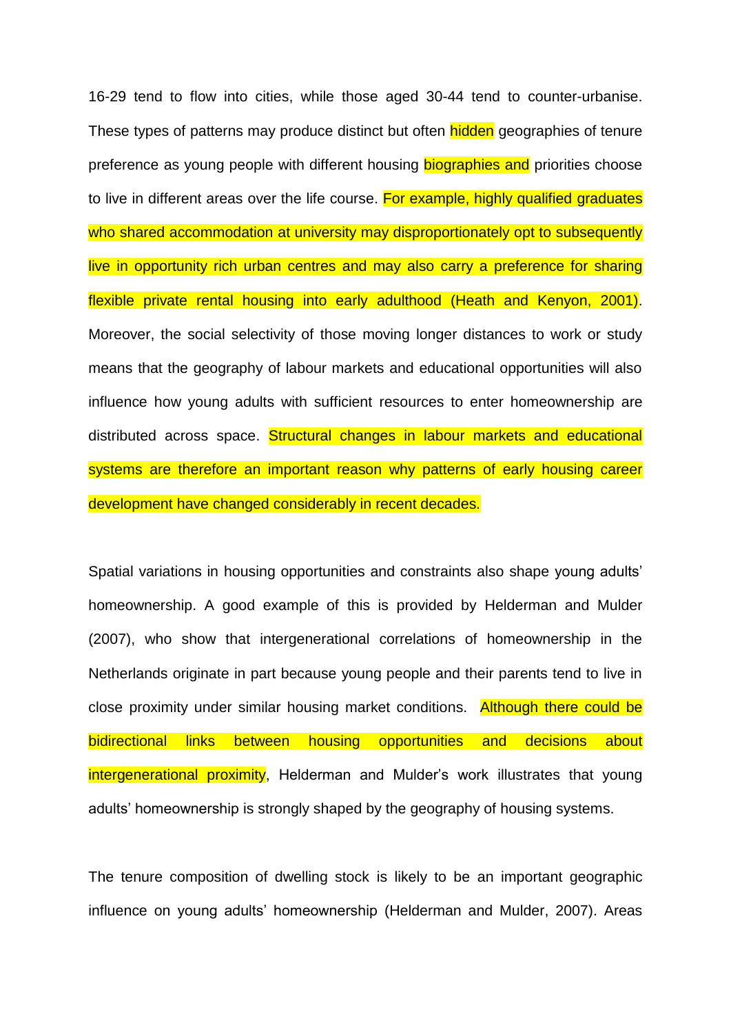16-29 tend to flow into cities, while those aged 30-44 tend to counter-urbanise. These types of patterns may produce distinct but often hidden geographies of tenure preference as young people with different housing biographies and priorities choose to live in different areas over the life course. For example, highly qualified graduates who shared accommodation at university may disproportionately opt to subsequently live in opportunity rich urban centres and may also carry a preference for sharing flexible private rental housing into early adulthood (Heath and Kenyon, 2001). Moreover, the social selectivity of those moving longer distances to work or study means that the geography of labour markets and educational opportunities will also influence how young adults with sufficient resources to enter homeownership are distributed across space. Structural changes in labour markets and educational systems are therefore an important reason why patterns of early housing career development have changed considerably in recent decades.

Spatial variations in housing opportunities and constraints also shape young adults' homeownership. A good example of this is provided by Helderman and Mulder (2007), who show that intergenerational correlations of homeownership in the Netherlands originate in part because young people and their parents tend to live in close proximity under similar housing market conditions. Although there could be bidirectional links between housing opportunities and decisions about intergenerational proximity, Helderman and Mulder's work illustrates that young adults' homeownership is strongly shaped by the geography of housing systems.

The tenure composition of dwelling stock is likely to be an important geographic influence on young adults' homeownership (Helderman and Mulder, 2007). Areas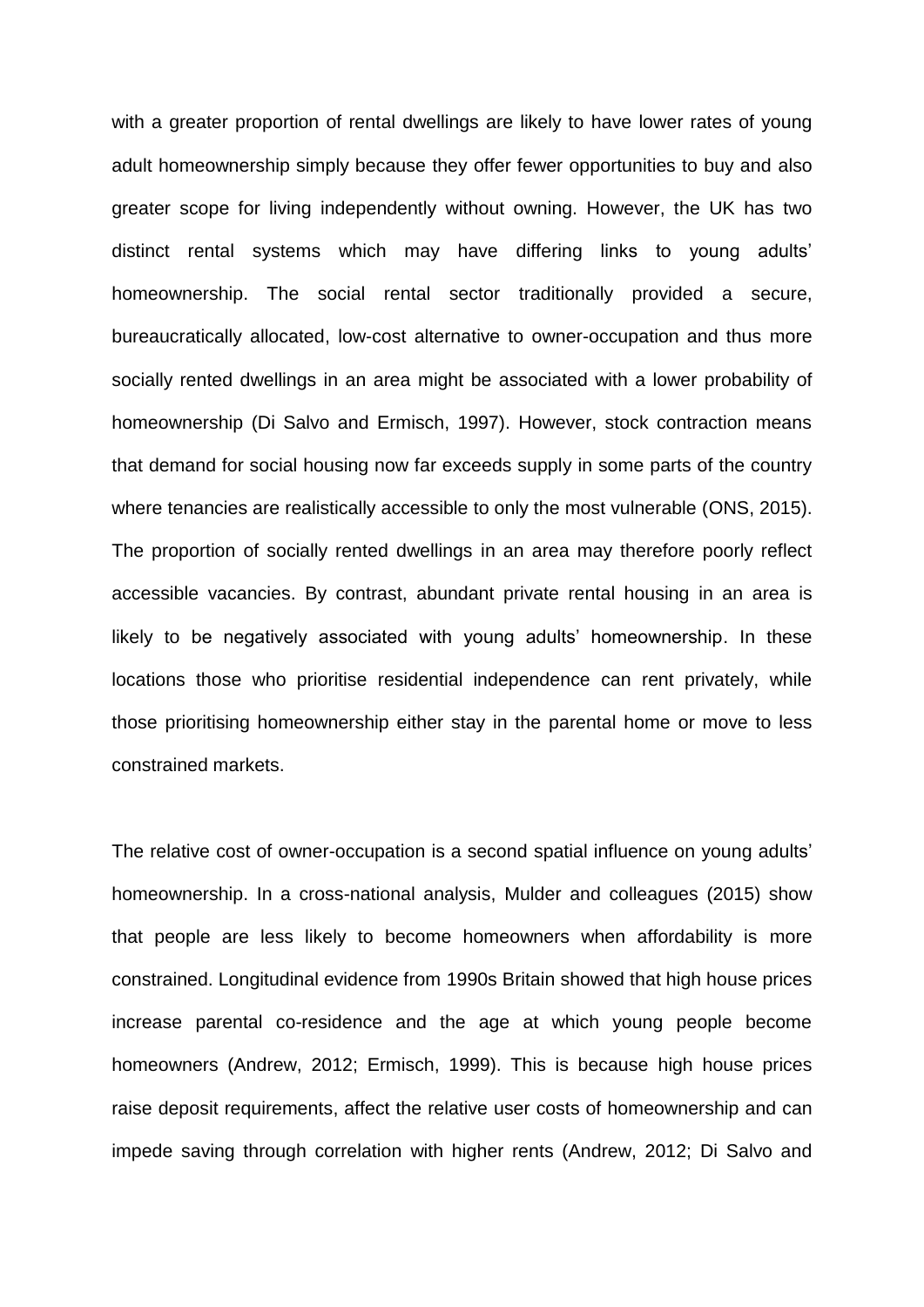with a greater proportion of rental dwellings are likely to have lower rates of young adult homeownership simply because they offer fewer opportunities to buy and also greater scope for living independently without owning. However, the UK has two distinct rental systems which may have differing links to young adults' homeownership. The social rental sector traditionally provided a secure, bureaucratically allocated, low-cost alternative to owner-occupation and thus more socially rented dwellings in an area might be associated with a lower probability of homeownership (Di Salvo and Ermisch, 1997). However, stock contraction means that demand for social housing now far exceeds supply in some parts of the country where tenancies are realistically accessible to only the most vulnerable (ONS, 2015). The proportion of socially rented dwellings in an area may therefore poorly reflect accessible vacancies. By contrast, abundant private rental housing in an area is likely to be negatively associated with young adults' homeownership. In these locations those who prioritise residential independence can rent privately, while those prioritising homeownership either stay in the parental home or move to less constrained markets.

The relative cost of owner-occupation is a second spatial influence on young adults' homeownership. In a cross-national analysis, Mulder and colleagues (2015) show that people are less likely to become homeowners when affordability is more constrained. Longitudinal evidence from 1990s Britain showed that high house prices increase parental co-residence and the age at which young people become homeowners (Andrew, 2012; Ermisch, 1999). This is because high house prices raise deposit requirements, affect the relative user costs of homeownership and can impede saving through correlation with higher rents (Andrew, 2012; Di Salvo and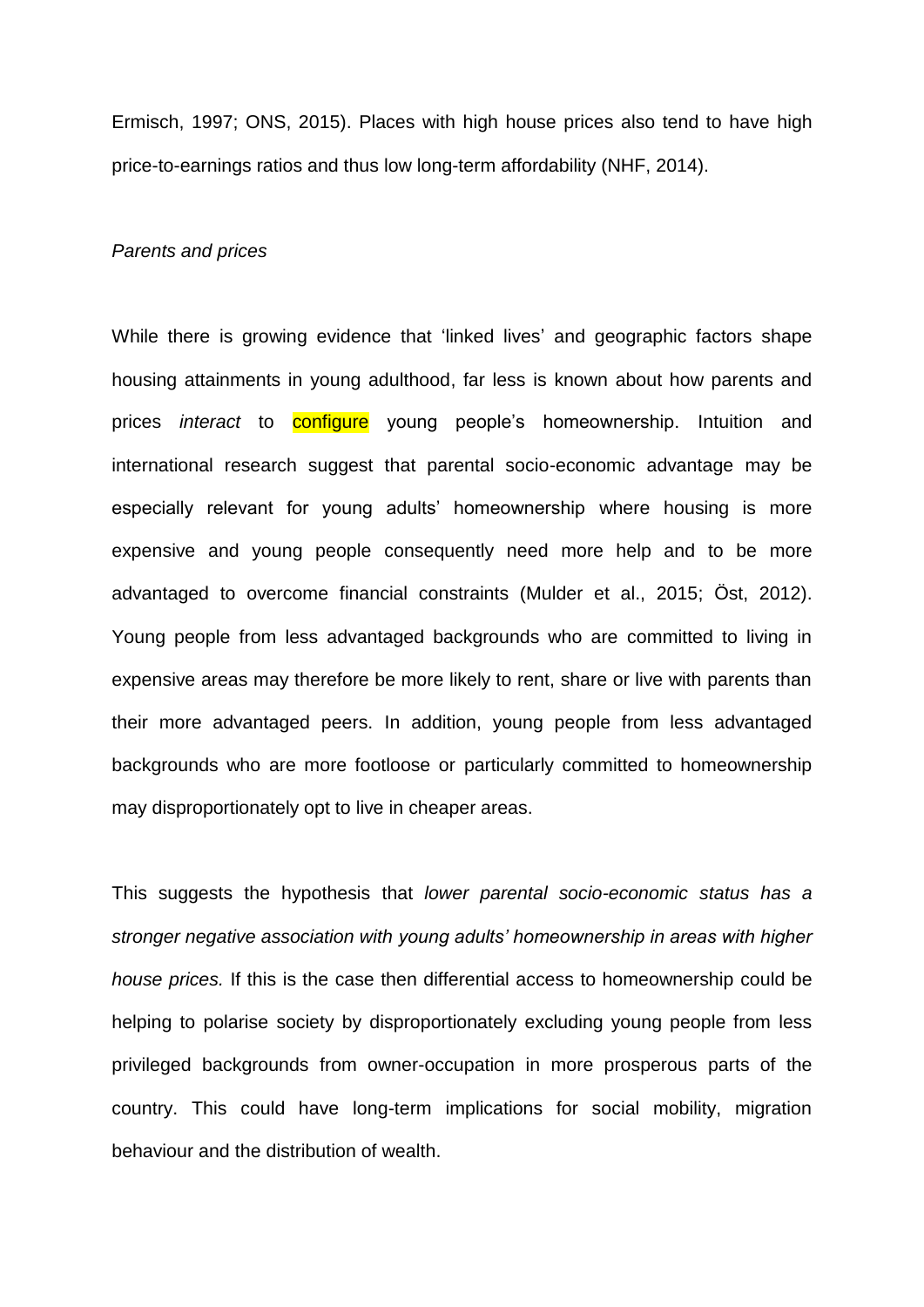Ermisch, 1997; ONS, 2015). Places with high house prices also tend to have high price-to-earnings ratios and thus low long-term affordability (NHF, 2014).

*Parents and prices*

While there is growing evidence that 'linked lives' and geographic factors shape housing attainments in young adulthood, far less is known about how parents and prices *interact* to configure young people's homeownership. Intuition and international research suggest that parental socio-economic advantage may be especially relevant for young adults' homeownership where housing is more expensive and young people consequently need more help and to be more advantaged to overcome financial constraints (Mulder et al., 2015; Öst, 2012). Young people from less advantaged backgrounds who are committed to living in expensive areas may therefore be more likely to rent, share or live with parents than their more advantaged peers. In addition, young people from less advantaged backgrounds who are more footloose or particularly committed to homeownership may disproportionately opt to live in cheaper areas.

This suggests the hypothesis that *lower parental socio-economic status has a stronger negative association with young adults' homeownership in areas with higher house prices.* If this is the case then differential access to homeownership could be helping to polarise society by disproportionately excluding young people from less privileged backgrounds from owner-occupation in more prosperous parts of the country. This could have long-term implications for social mobility, migration behaviour and the distribution of wealth.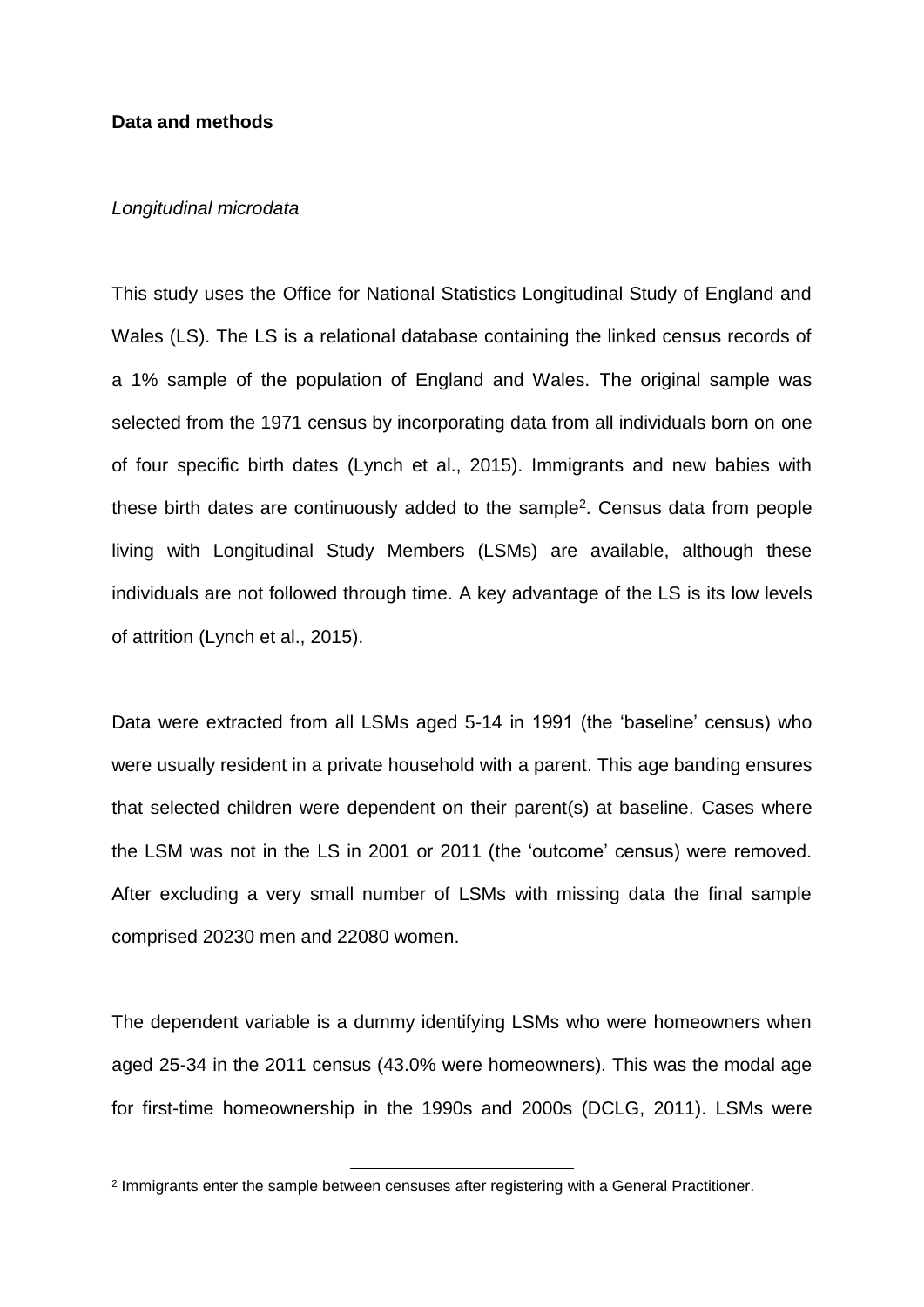**Data and methods**

*Longitudinal microdata*

This study uses the Office for National Statistics Longitudinal Study of England and Wales (LS). The LS is a relational database containing the linked census records of a 1% sample of the population of England and Wales. The original sample was selected from the 1971 census by incorporating data from all individuals born on one of four specific birth dates (Lynch et al., 2015). Immigrants and new babies with these birth dates are continuously added to the sample[2]. Census data from people living with Longitudinal Study Members (LSMs) are available, although these individuals are not followed through time. A key advantage of the LS is its low levels of attrition (Lynch et al., 2015).

Data were extracted from all LSMs aged 5-14 in 1991 (the 'baseline' census) who were usually resident in a private household with a parent. This age banding ensures that selected children were dependent on their parent(s) at baseline. Cases where the LSM was not in the LS in 2001 or 2011 (the 'outcome' census) were removed. After excluding a very small number of LSMs with missing data the final sample comprised 20230 men and 22080 women.

The dependent variable is a dummy identifying LSMs who were homeowners when aged 25-34 in the 2011 census (43.0% were homeowners). This was the modal age for first-time homeownership in the 1990s and 2000s (DCLG, 2011). LSMs were

[2] Immigrants enter the sample between censuses after registering with a General Practitioner.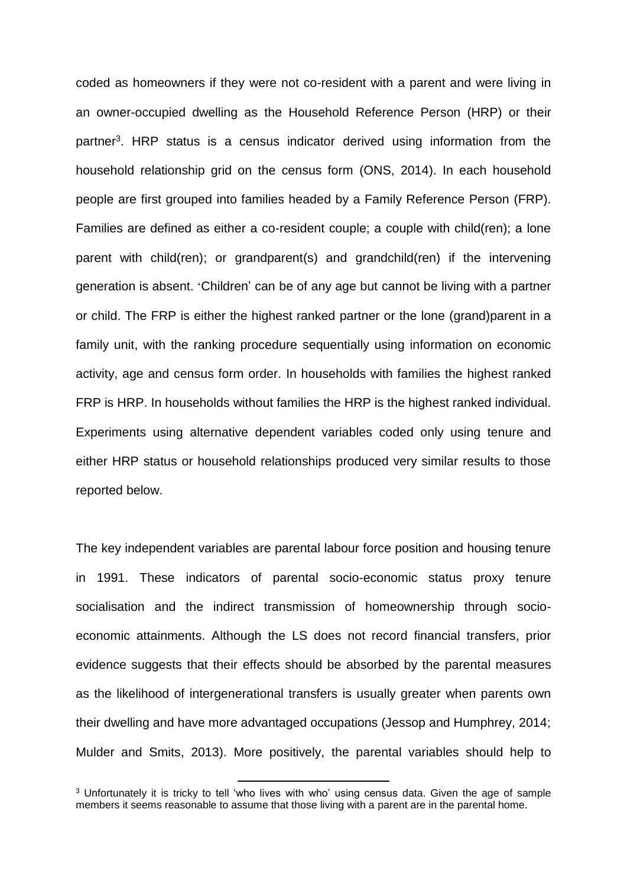coded as homeowners if they were not co-resident with a parent and were living in an owner-occupied dwelling as the Household Reference Person (HRP) or their partner[3]. HRP status is a census indicator derived using information from the household relationship grid on the census form (ONS, 2014). In each household people are first grouped into families headed by a Family Reference Person (FRP). Families are defined as either a co-resident couple; a couple with child(ren); a lone parent with child(ren); or grandparent(s) and grandchild(ren) if the intervening generation is absent. 'Children' can be of any age but cannot be living with a partner or child. The FRP is either the highest ranked partner or the lone (grand)parent in a family unit, with the ranking procedure sequentially using information on economic activity, age and census form order. In households with families the highest ranked FRP is HRP. In households without families the HRP is the highest ranked individual. Experiments using alternative dependent variables coded only using tenure and either HRP status or household relationships produced very similar results to those reported below.

The key independent variables are parental labour force position and housing tenure in 1991. These indicators of parental socio-economic status proxy tenure socialisation and the indirect transmission of homeownership through socio-economic attainments. Although the LS does not record financial transfers, prior evidence suggests that their effects should be absorbed by the parental measures as the likelihood of intergenerational transfers is usually greater when parents own their dwelling and have more advantaged occupations (Jessop and Humphrey, 2014; Mulder and Smits, 2013). More positively, the parental variables should help to

[3] Unfortunately it is tricky to tell 'who lives with who' using census data. Given the age of sample members it seems reasonable to assume that those living with a parent are in the parental home.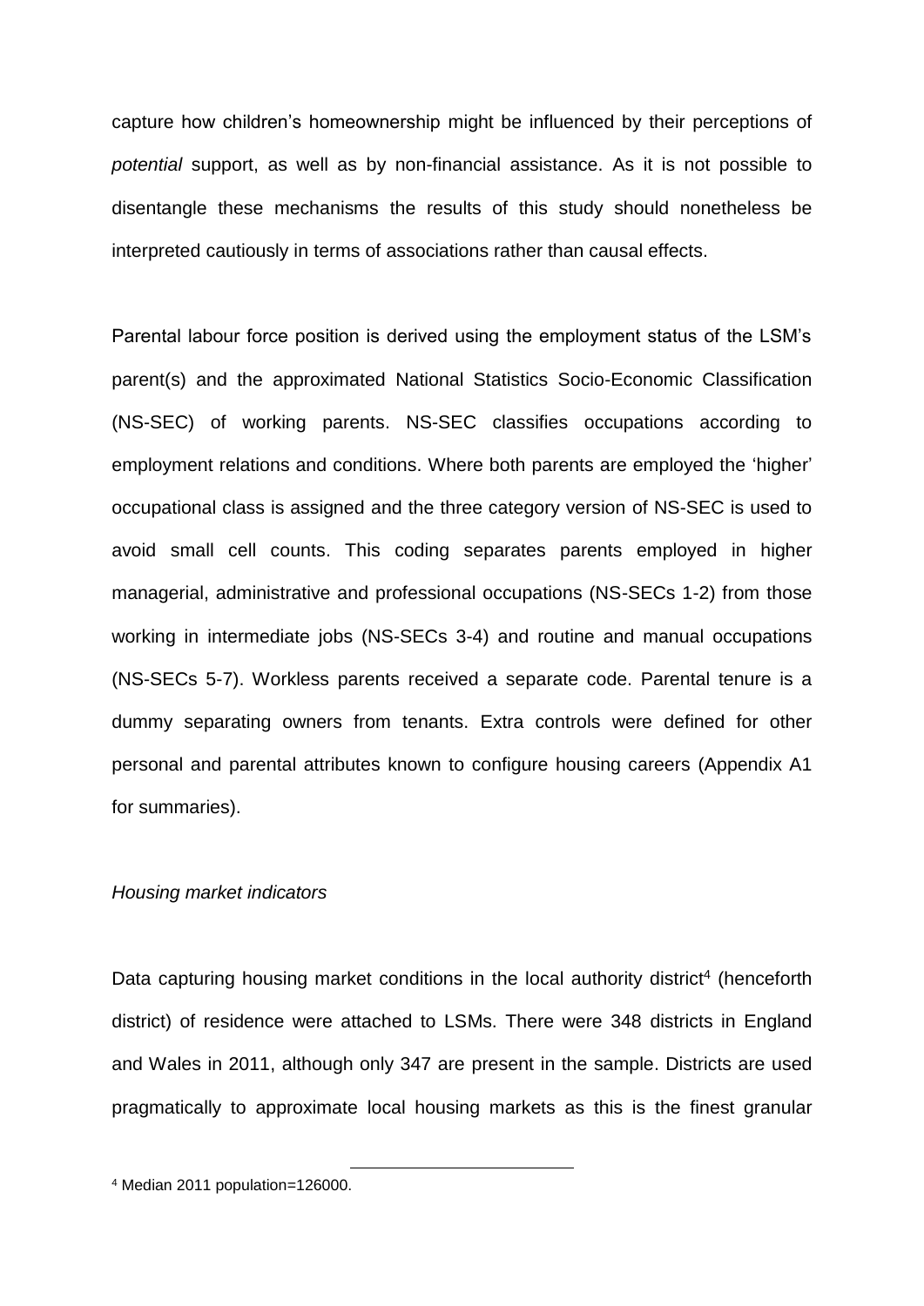capture how children's homeownership might be influenced by their perceptions of *potential* support, as well as by non-financial assistance. As it is not possible to disentangle these mechanisms the results of this study should nonetheless be interpreted cautiously in terms of associations rather than causal effects.

Parental labour force position is derived using the employment status of the LSM's parent(s) and the approximated National Statistics Socio-Economic Classification (NS-SEC) of working parents. NS-SEC classifies occupations according to employment relations and conditions. Where both parents are employed the 'higher' occupational class is assigned and the three category version of NS-SEC is used to avoid small cell counts. This coding separates parents employed in higher managerial, administrative and professional occupations (NS-SECs 1-2) from those working in intermediate jobs (NS-SECs 3-4) and routine and manual occupations (NS-SECs 5-7). Workless parents received a separate code. Parental tenure is a dummy separating owners from tenants. Extra controls were defined for other personal and parental attributes known to configure housing careers (Appendix A1 for summaries).

*Housing market indicators*

Data capturing housing market conditions in the local authority district[4] (henceforth district) of residence were attached to LSMs. There were 348 districts in England and Wales in 2011, although only 347 are present in the sample. Districts are used pragmatically to approximate local housing markets as this is the finest granular

[4] Median 2011 population=126000.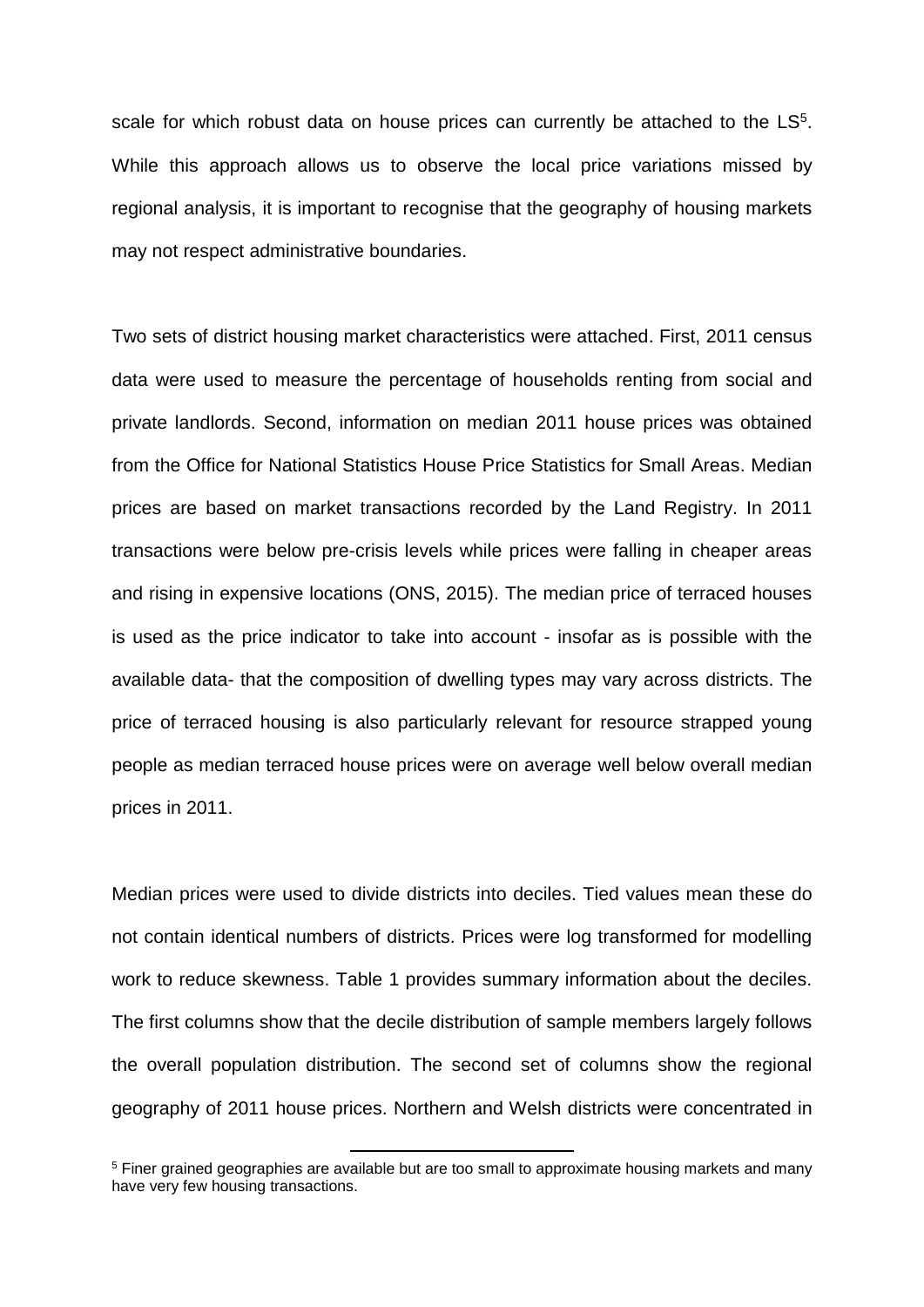scale for which robust data on house prices can currently be attached to the LS[5]. While this approach allows us to observe the local price variations missed by regional analysis, it is important to recognise that the geography of housing markets may not respect administrative boundaries.

Two sets of district housing market characteristics were attached. First, 2011 census data were used to measure the percentage of households renting from social and private landlords. Second, information on median 2011 house prices was obtained from the Office for National Statistics House Price Statistics for Small Areas. Median prices are based on market transactions recorded by the Land Registry. In 2011 transactions were below pre-crisis levels while prices were falling in cheaper areas and rising in expensive locations (ONS, 2015). The median price of terraced houses is used as the price indicator to take into account - insofar as is possible with the available data- that the composition of dwelling types may vary across districts. The price of terraced housing is also particularly relevant for resource strapped young people as median terraced house prices were on average well below overall median prices in 2011.

Median prices were used to divide districts into deciles. Tied values mean these do not contain identical numbers of districts. Prices were log transformed for modelling work to reduce skewness. Table 1 provides summary information about the deciles. The first columns show that the decile distribution of sample members largely follows the overall population distribution. The second set of columns show the regional geography of 2011 house prices. Northern and Welsh districts were concentrated in

[5] Finer grained geographies are available but are too small to approximate housing markets and many have very few housing transactions.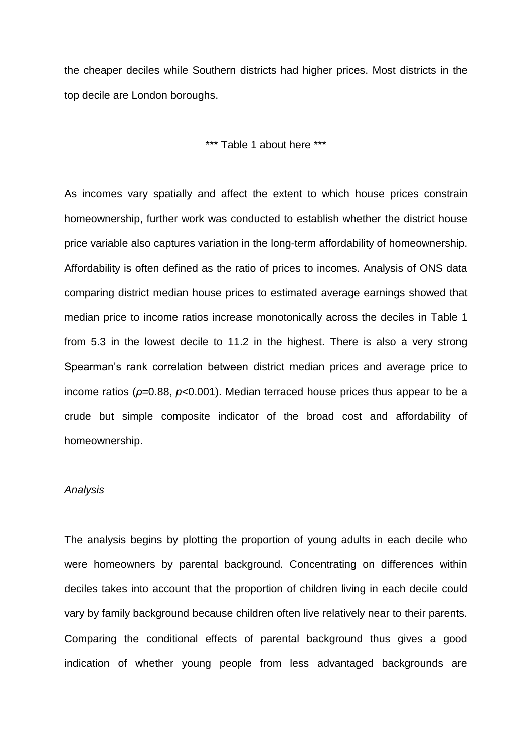the cheaper deciles while Southern districts had higher prices. Most districts in the top decile are London boroughs.

*** Table 1 about here ***

As incomes vary spatially and affect the extent to which house prices constrain homeownership, further work was conducted to establish whether the district house price variable also captures variation in the long-term affordability of homeownership. Affordability is often defined as the ratio of prices to incomes. Analysis of ONS data comparing district median house prices to estimated average earnings showed that median price to income ratios increase monotonically across the deciles in Table 1 from 5.3 in the lowest decile to 11.2 in the highest. There is also a very strong Spearman's rank correlation between district median prices and average price to income ratios ($\rho$=0.88, $p$<0.001). Median terraced house prices thus appear to be a crude but simple composite indicator of the broad cost and affordability of homeownership.

*Analysis*

The analysis begins by plotting the proportion of young adults in each decile who were homeowners by parental background. Concentrating on differences within deciles takes into account that the proportion of children living in each decile could vary by family background because children often live relatively near to their parents. Comparing the conditional effects of parental background thus gives a good indication of whether young people from less advantaged backgrounds are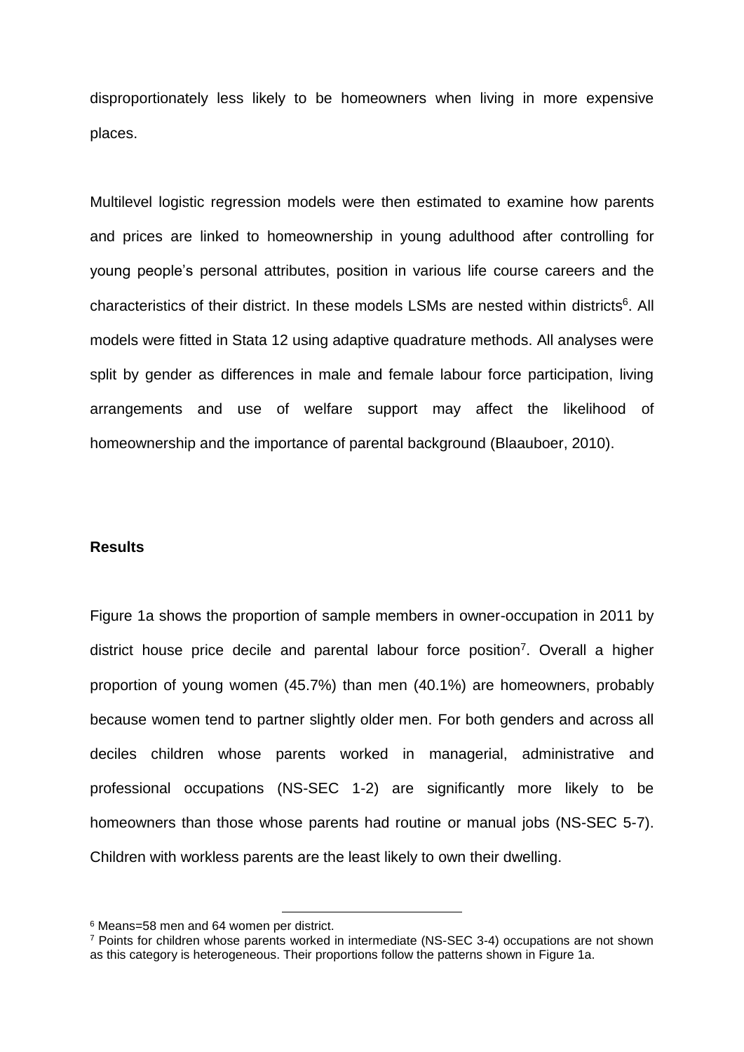disproportionately less likely to be homeowners when living in more expensive places.

Multilevel logistic regression models were then estimated to examine how parents and prices are linked to homeownership in young adulthood after controlling for young people's personal attributes, position in various life course careers and the characteristics of their district. In these models LSMs are nested within districts[6]. All models were fitted in Stata 12 using adaptive quadrature methods. All analyses were split by gender as differences in male and female labour force participation, living arrangements and use of welfare support may affect the likelihood of homeownership and the importance of parental background (Blaauboer, 2010).

**Results**

Figure 1a shows the proportion of sample members in owner-occupation in 2011 by district house price decile and parental labour force position[7]. Overall a higher proportion of young women (45.7%) than men (40.1%) are homeowners, probably because women tend to partner slightly older men. For both genders and across all deciles children whose parents worked in managerial, administrative and professional occupations (NS-SEC 1-2) are significantly more likely to be homeowners than those whose parents had routine or manual jobs (NS-SEC 5-7). Children with workless parents are the least likely to own their dwelling.

[6] Means=58 men and 64 women per district.

[7] Points for children whose parents worked in intermediate (NS-SEC 3-4) occupations are not shown as this category is heterogeneous. Their proportions follow the patterns shown in Figure 1a.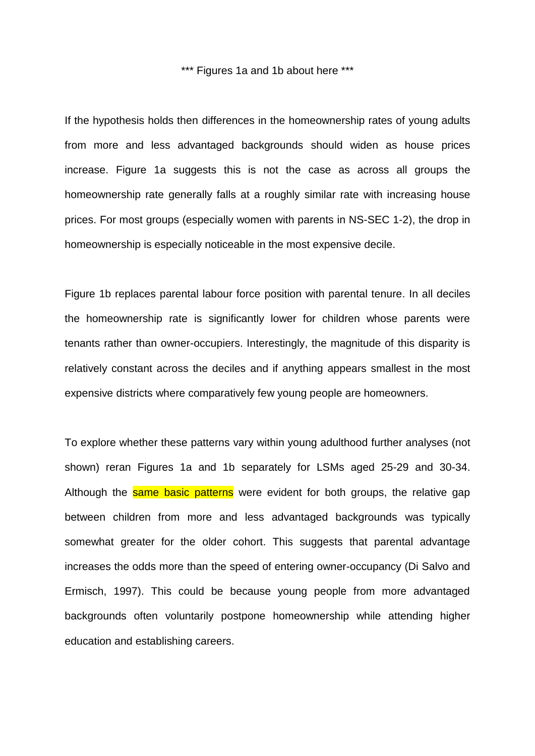*** Figures 1a and 1b about here ***

If the hypothesis holds then differences in the homeownership rates of young adults from more and less advantaged backgrounds should widen as house prices increase. Figure 1a suggests this is not the case as across all groups the homeownership rate generally falls at a roughly similar rate with increasing house prices. For most groups (especially women with parents in NS-SEC 1-2), the drop in homeownership is especially noticeable in the most expensive decile.

Figure 1b replaces parental labour force position with parental tenure. In all deciles the homeownership rate is significantly lower for children whose parents were tenants rather than owner-occupiers. Interestingly, the magnitude of this disparity is relatively constant across the deciles and if anything appears smallest in the most expensive districts where comparatively few young people are homeowners.

To explore whether these patterns vary within young adulthood further analyses (not shown) reran Figures 1a and 1b separately for LSMs aged 25-29 and 30-34. Although the same basic patterns were evident for both groups, the relative gap between children from more and less advantaged backgrounds was typically somewhat greater for the older cohort. This suggests that parental advantage increases the odds more than the speed of entering owner-occupancy (Di Salvo and Ermisch, 1997). This could be because young people from more advantaged backgrounds often voluntarily postpone homeownership while attending higher education and establishing careers.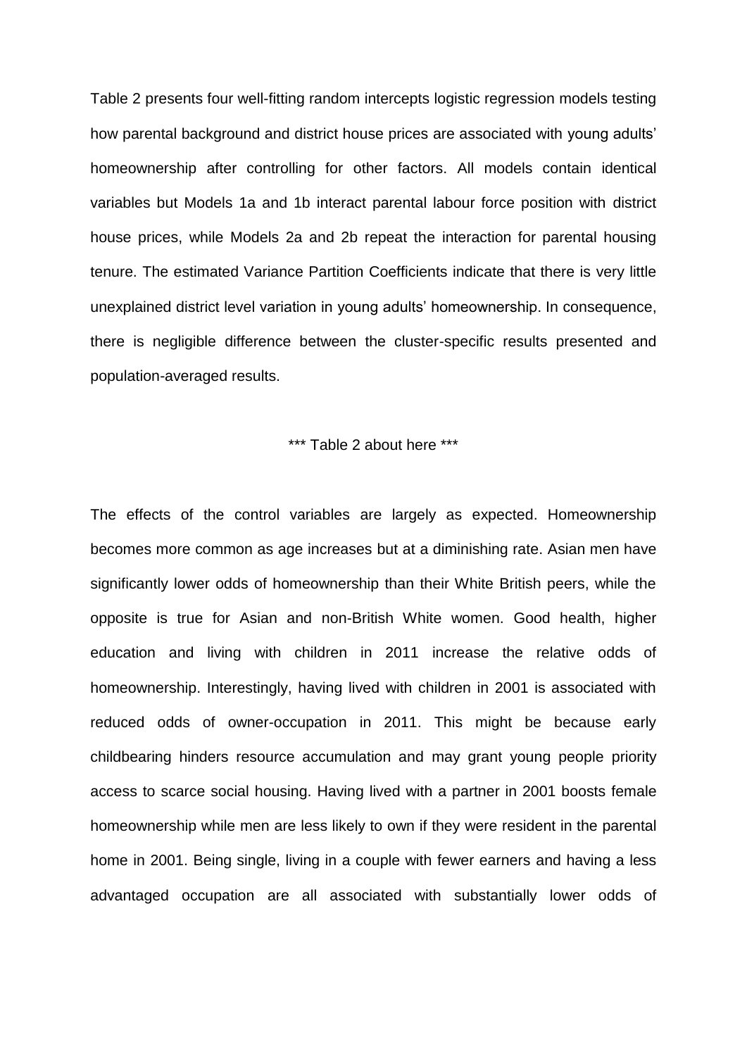Table 2 presents four well-fitting random intercepts logistic regression models testing how parental background and district house prices are associated with young adults' homeownership after controlling for other factors. All models contain identical variables but Models 1a and 1b interact parental labour force position with district house prices, while Models 2a and 2b repeat the interaction for parental housing tenure. The estimated Variance Partition Coefficients indicate that there is very little unexplained district level variation in young adults' homeownership. In consequence, there is negligible difference between the cluster-specific results presented and population-averaged results.

*** Table 2 about here ***

The effects of the control variables are largely as expected. Homeownership becomes more common as age increases but at a diminishing rate. Asian men have significantly lower odds of homeownership than their White British peers, while the opposite is true for Asian and non-British White women. Good health, higher education and living with children in 2011 increase the relative odds of homeownership. Interestingly, having lived with children in 2001 is associated with reduced odds of owner-occupation in 2011. This might be because early childbearing hinders resource accumulation and may grant young people priority access to scarce social housing. Having lived with a partner in 2001 boosts female homeownership while men are less likely to own if they were resident in the parental home in 2001. Being single, living in a couple with fewer earners and having a less advantaged occupation are all associated with substantially lower odds of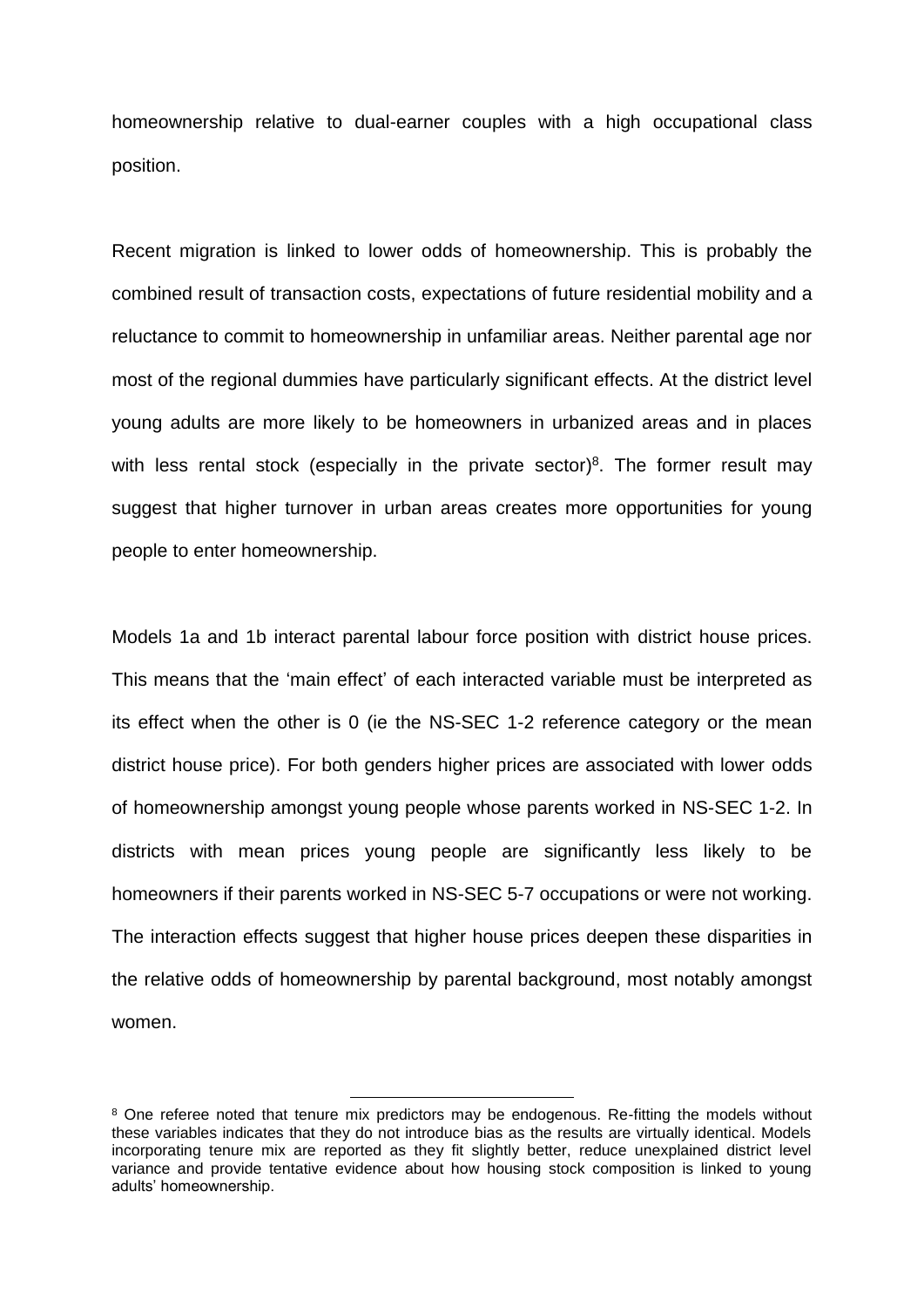homeownership relative to dual-earner couples with a high occupational class position.

Recent migration is linked to lower odds of homeownership. This is probably the combined result of transaction costs, expectations of future residential mobility and a reluctance to commit to homeownership in unfamiliar areas. Neither parental age nor most of the regional dummies have particularly significant effects. At the district level young adults are more likely to be homeowners in urbanized areas and in places with less rental stock (especially in the private sector)[8]. The former result may suggest that higher turnover in urban areas creates more opportunities for young people to enter homeownership.

Models 1a and 1b interact parental labour force position with district house prices. This means that the 'main effect' of each interacted variable must be interpreted as its effect when the other is 0 (ie the NS-SEC 1-2 reference category or the mean district house price). For both genders higher prices are associated with lower odds of homeownership amongst young people whose parents worked in NS-SEC 1-2. In districts with mean prices young people are significantly less likely to be homeowners if their parents worked in NS-SEC 5-7 occupations or were not working. The interaction effects suggest that higher house prices deepen these disparities in the relative odds of homeownership by parental background, most notably amongst women.

[8] One referee noted that tenure mix predictors may be endogenous. Re-fitting the models without these variables indicates that they do not introduce bias as the results are virtually identical. Models incorporating tenure mix are reported as they fit slightly better, reduce unexplained district level variance and provide tentative evidence about how housing stock composition is linked to young adults' homeownership.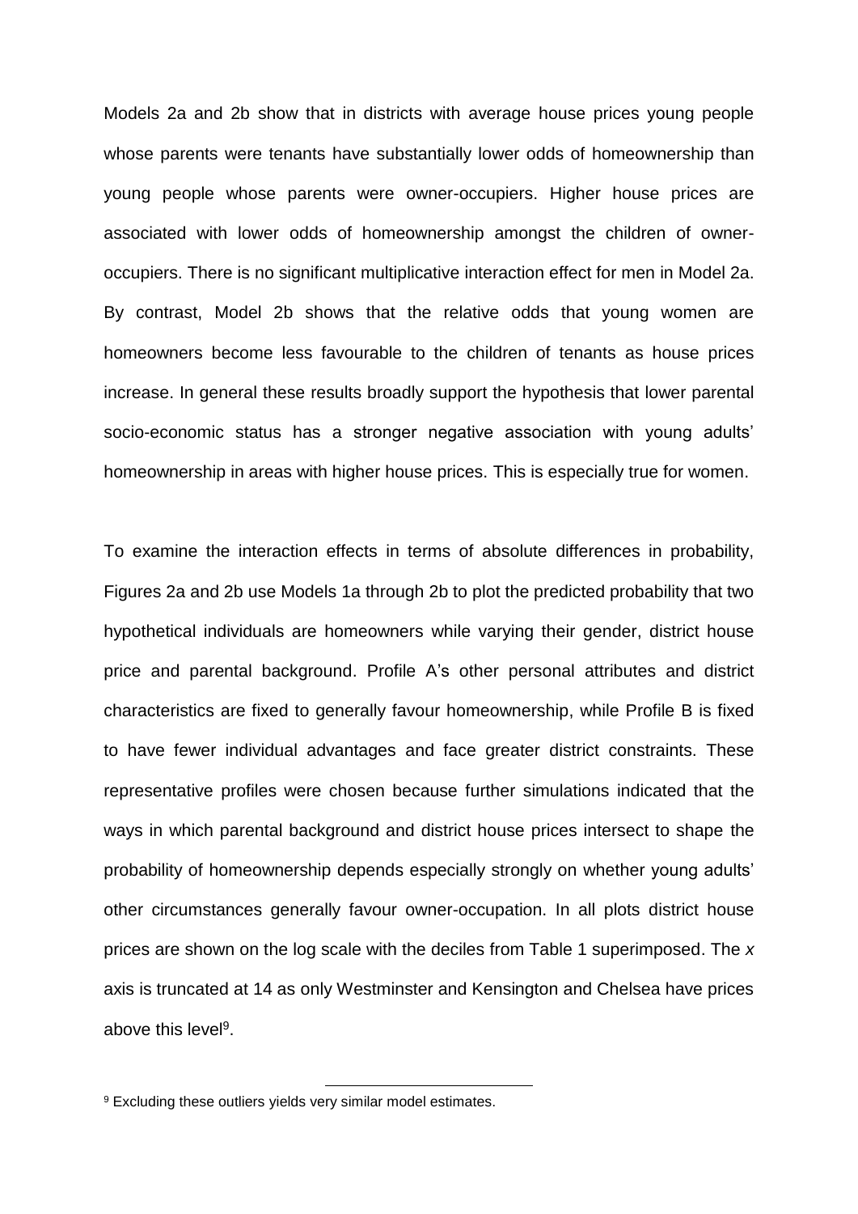Models 2a and 2b show that in districts with average house prices young people whose parents were tenants have substantially lower odds of homeownership than young people whose parents were owner-occupiers. Higher house prices are associated with lower odds of homeownership amongst the children of owner-occupiers. There is no significant multiplicative interaction effect for men in Model 2a. By contrast, Model 2b shows that the relative odds that young women are homeowners become less favourable to the children of tenants as house prices increase. In general these results broadly support the hypothesis that lower parental socio-economic status has a stronger negative association with young adults' homeownership in areas with higher house prices. This is especially true for women.

To examine the interaction effects in terms of absolute differences in probability, Figures 2a and 2b use Models 1a through 2b to plot the predicted probability that two hypothetical individuals are homeowners while varying their gender, district house price and parental background. Profile A's other personal attributes and district characteristics are fixed to generally favour homeownership, while Profile B is fixed to have fewer individual advantages and face greater district constraints. These representative profiles were chosen because further simulations indicated that the ways in which parental background and district house prices intersect to shape the probability of homeownership depends especially strongly on whether young adults' other circumstances generally favour owner-occupation. In all plots district house prices are shown on the log scale with the deciles from Table 1 superimposed. The *x* axis is truncated at 14 as only Westminster and Kensington and Chelsea have prices above this level[9].

[9] Excluding these outliers yields very similar model estimates.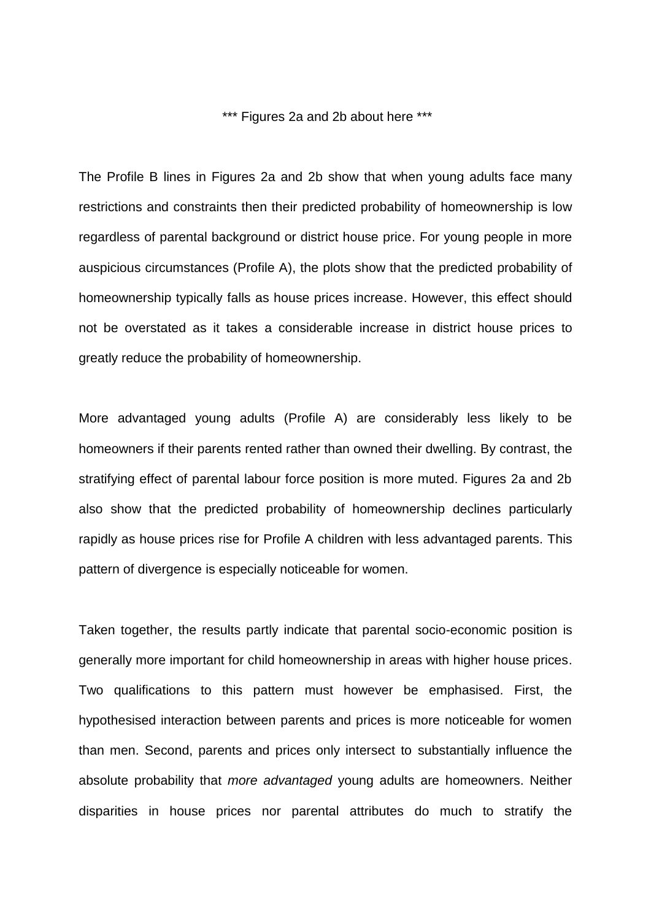\*\*\* Figures 2a and 2b about here \*\*\*

The Profile B lines in Figures 2a and 2b show that when young adults face many restrictions and constraints then their predicted probability of homeownership is low regardless of parental background or district house price. For young people in more auspicious circumstances (Profile A), the plots show that the predicted probability of homeownership typically falls as house prices increase. However, this effect should not be overstated as it takes a considerable increase in district house prices to greatly reduce the probability of homeownership.

More advantaged young adults (Profile A) are considerably less likely to be homeowners if their parents rented rather than owned their dwelling. By contrast, the stratifying effect of parental labour force position is more muted. Figures 2a and 2b also show that the predicted probability of homeownership declines particularly rapidly as house prices rise for Profile A children with less advantaged parents. This pattern of divergence is especially noticeable for women.

Taken together, the results partly indicate that parental socio-economic position is generally more important for child homeownership in areas with higher house prices. Two qualifications to this pattern must however be emphasised. First, the hypothesised interaction between parents and prices is more noticeable for women than men. Second, parents and prices only intersect to substantially influence the absolute probability that *more advantaged* young adults are homeowners. Neither disparities in house prices nor parental attributes do much to stratify the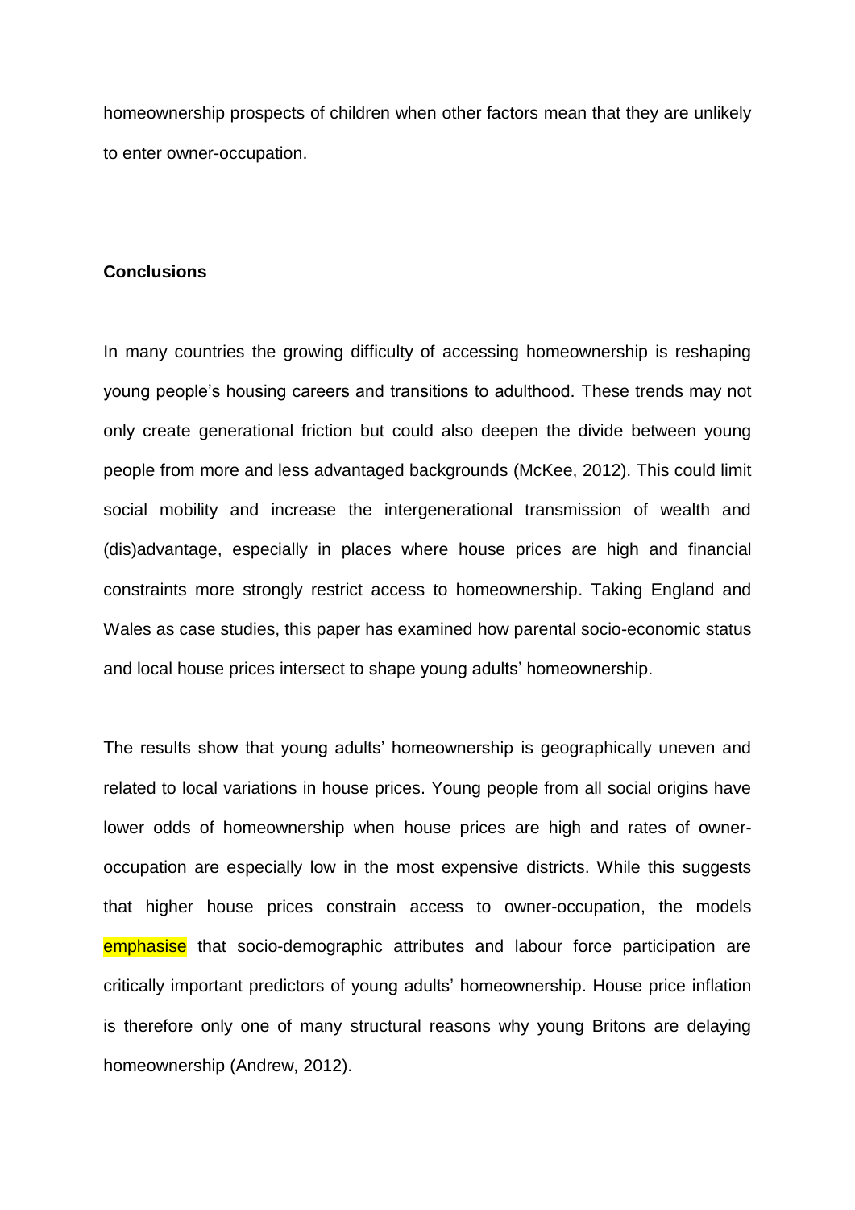homeownership prospects of children when other factors mean that they are unlikely to enter owner-occupation.

## Conclusions

In many countries the growing difficulty of accessing homeownership is reshaping young people's housing careers and transitions to adulthood. These trends may not only create generational friction but could also deepen the divide between young people from more and less advantaged backgrounds (McKee, 2012). This could limit social mobility and increase the intergenerational transmission of wealth and (dis)advantage, especially in places where house prices are high and financial constraints more strongly restrict access to homeownership. Taking England and Wales as case studies, this paper has examined how parental socio-economic status and local house prices intersect to shape young adults' homeownership.

The results show that young adults' homeownership is geographically uneven and related to local variations in house prices. Young people from all social origins have lower odds of homeownership when house prices are high and rates of owner-occupation are especially low in the most expensive districts. While this suggests that higher house prices constrain access to owner-occupation, the models emphasise that socio-demographic attributes and labour force participation are critically important predictors of young adults' homeownership. House price inflation is therefore only one of many structural reasons why young Britons are delaying homeownership (Andrew, 2012).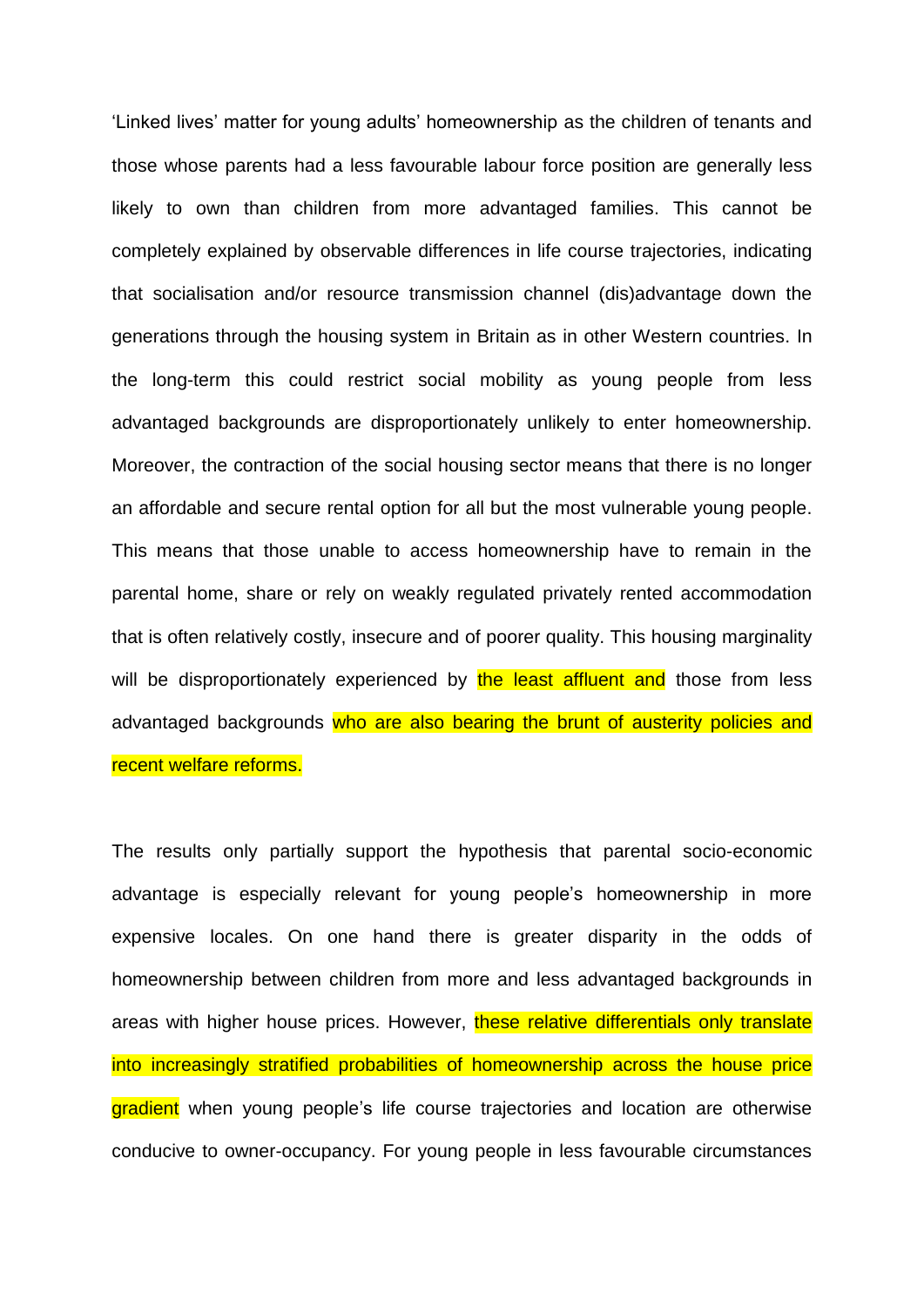'Linked lives' matter for young adults' homeownership as the children of tenants and those whose parents had a less favourable labour force position are generally less likely to own than children from more advantaged families. This cannot be completely explained by observable differences in life course trajectories, indicating that socialisation and/or resource transmission channel (dis)advantage down the generations through the housing system in Britain as in other Western countries. In the long-term this could restrict social mobility as young people from less advantaged backgrounds are disproportionately unlikely to enter homeownership. Moreover, the contraction of the social housing sector means that there is no longer an affordable and secure rental option for all but the most vulnerable young people. This means that those unable to access homeownership have to remain in the parental home, share or rely on weakly regulated privately rented accommodation that is often relatively costly, insecure and of poorer quality. This housing marginality will be disproportionately experienced by the least affluent and those from less advantaged backgrounds who are also bearing the brunt of austerity policies and recent welfare reforms.

The results only partially support the hypothesis that parental socio-economic advantage is especially relevant for young people's homeownership in more expensive locales. On one hand there is greater disparity in the odds of homeownership between children from more and less advantaged backgrounds in areas with higher house prices. However, these relative differentials only translate into increasingly stratified probabilities of homeownership across the house price gradient when young people's life course trajectories and location are otherwise conducive to owner-occupancy. For young people in less favourable circumstances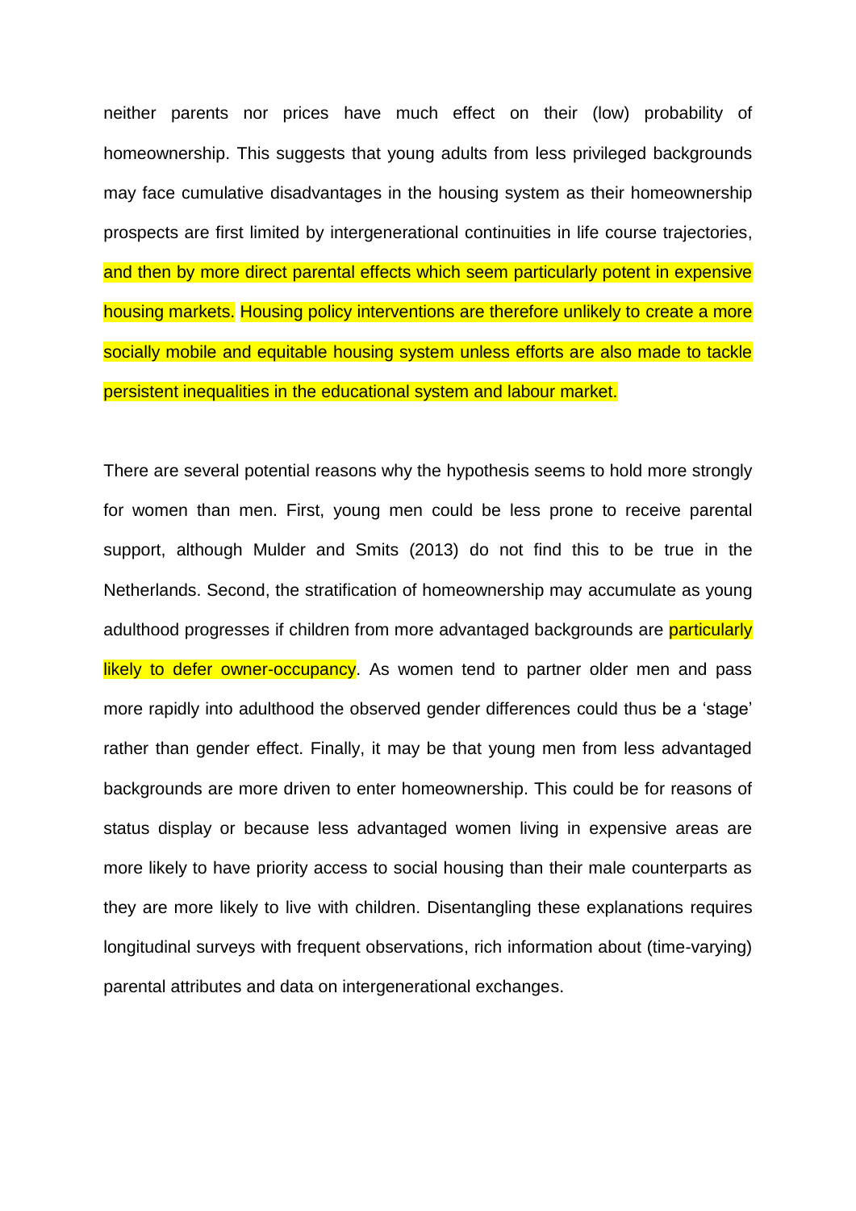neither parents nor prices have much effect on their (low) probability of homeownership. This suggests that young adults from less privileged backgrounds may face cumulative disadvantages in the housing system as their homeownership prospects are first limited by intergenerational continuities in life course trajectories, and then by more direct parental effects which seem particularly potent in expensive housing markets. Housing policy interventions are therefore unlikely to create a more socially mobile and equitable housing system unless efforts are also made to tackle persistent inequalities in the educational system and labour market.

There are several potential reasons why the hypothesis seems to hold more strongly for women than men. First, young men could be less prone to receive parental support, although Mulder and Smits (2013) do not find this to be true in the Netherlands. Second, the stratification of homeownership may accumulate as young adulthood progresses if children from more advantaged backgrounds are particularly likely to defer owner-occupancy. As women tend to partner older men and pass more rapidly into adulthood the observed gender differences could thus be a 'stage' rather than gender effect. Finally, it may be that young men from less advantaged backgrounds are more driven to enter homeownership. This could be for reasons of status display or because less advantaged women living in expensive areas are more likely to have priority access to social housing than their male counterparts as they are more likely to live with children. Disentangling these explanations requires longitudinal surveys with frequent observations, rich information about (time-varying) parental attributes and data on intergenerational exchanges.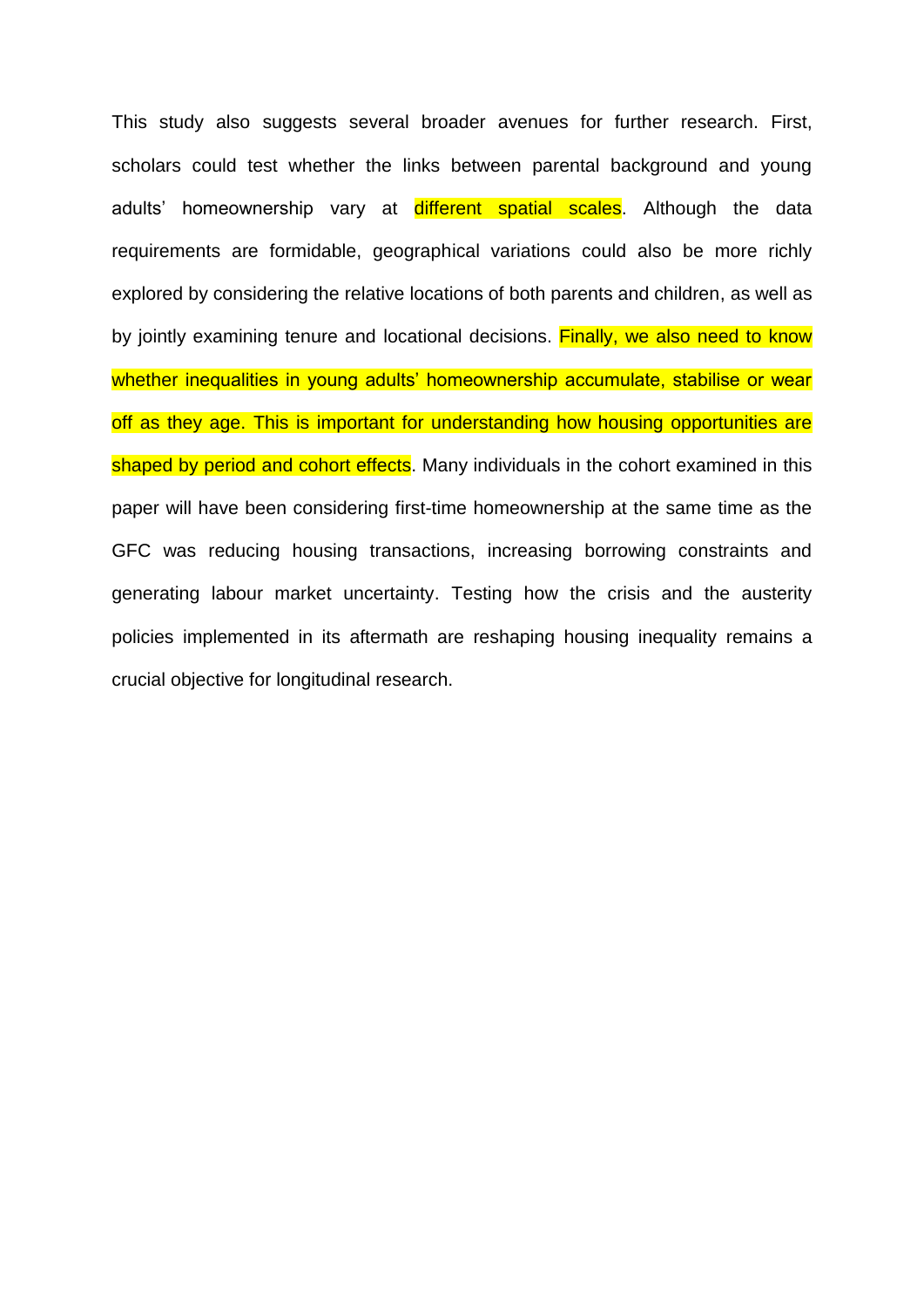This study also suggests several broader avenues for further research. First, scholars could test whether the links between parental background and young adults' homeownership vary at different spatial scales. Although the data requirements are formidable, geographical variations could also be more richly explored by considering the relative locations of both parents and children, as well as by jointly examining tenure and locational decisions. Finally, we also need to know whether inequalities in young adults' homeownership accumulate, stabilise or wear off as they age. This is important for understanding how housing opportunities are shaped by period and cohort effects. Many individuals in the cohort examined in this paper will have been considering first-time homeownership at the same time as the GFC was reducing housing transactions, increasing borrowing constraints and generating labour market uncertainty. Testing how the crisis and the austerity policies implemented in its aftermath are reshaping housing inequality remains a crucial objective for longitudinal research.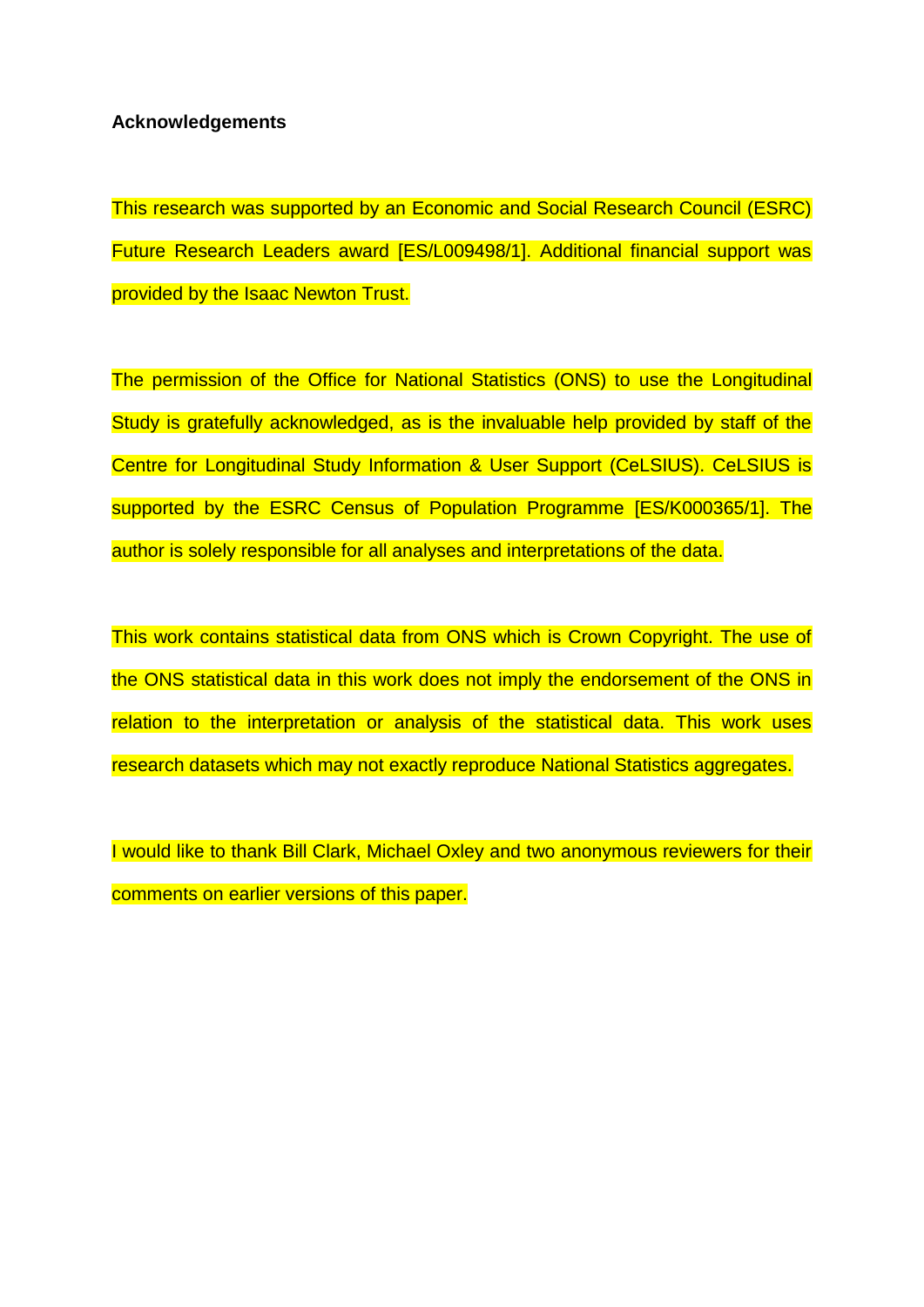**Acknowledgements**

This research was supported by an Economic and Social Research Council (ESRC) Future Research Leaders award [ES/L009498/1]. Additional financial support was provided by the Isaac Newton Trust.

The permission of the Office for National Statistics (ONS) to use the Longitudinal Study is gratefully acknowledged, as is the invaluable help provided by staff of the Centre for Longitudinal Study Information & User Support (CeLSIUS). CeLSIUS is supported by the ESRC Census of Population Programme [ES/K000365/1]. The author is solely responsible for all analyses and interpretations of the data.

This work contains statistical data from ONS which is Crown Copyright. The use of the ONS statistical data in this work does not imply the endorsement of the ONS in relation to the interpretation or analysis of the statistical data. This work uses research datasets which may not exactly reproduce National Statistics aggregates.

I would like to thank Bill Clark, Michael Oxley and two anonymous reviewers for their comments on earlier versions of this paper.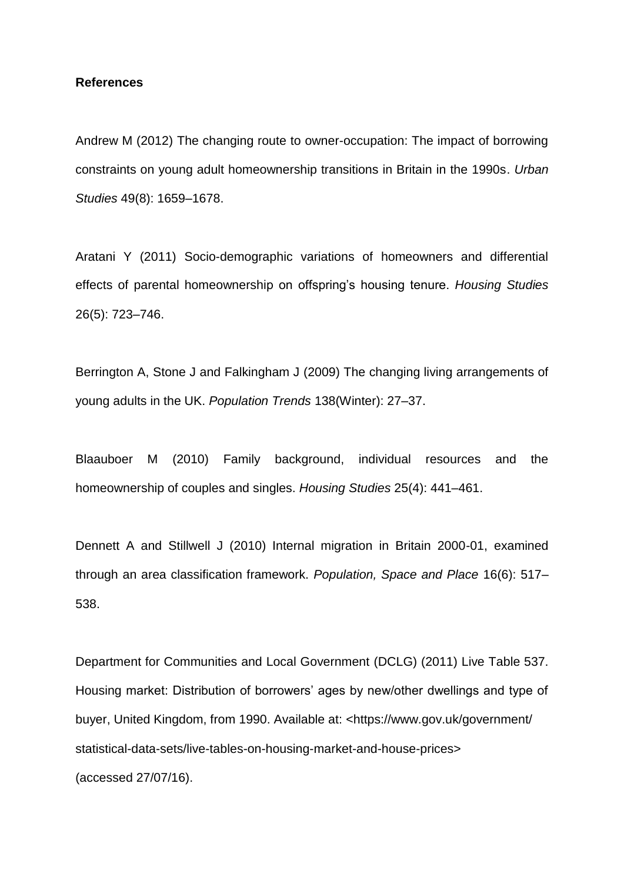**References**

Andrew M (2012) The changing route to owner-occupation: The impact of borrowing constraints on young adult homeownership transitions in Britain in the 1990s. *Urban Studies* 49(8): 1659–1678.

Aratani Y (2011) Socio-demographic variations of homeowners and differential effects of parental homeownership on offspring's housing tenure. *Housing Studies* 26(5): 723–746.

Berrington A, Stone J and Falkingham J (2009) The changing living arrangements of young adults in the UK. *Population Trends* 138(Winter): 27–37.

Blaauboer M (2010) Family background, individual resources and the homeownership of couples and singles. *Housing Studies* 25(4): 441–461.

Dennett A and Stillwell J (2010) Internal migration in Britain 2000-01, examined through an area classification framework. *Population, Space and Place* 16(6): 517–538.

Department for Communities and Local Government (DCLG) (2011) Live Table 537. Housing market: Distribution of borrowers' ages by new/other dwellings and type of buyer, United Kingdom, from 1990. Available at: <https://www.gov.uk/government/statistical-data-sets/live-tables-on-housing-market-and-house-prices> (accessed 27/07/16).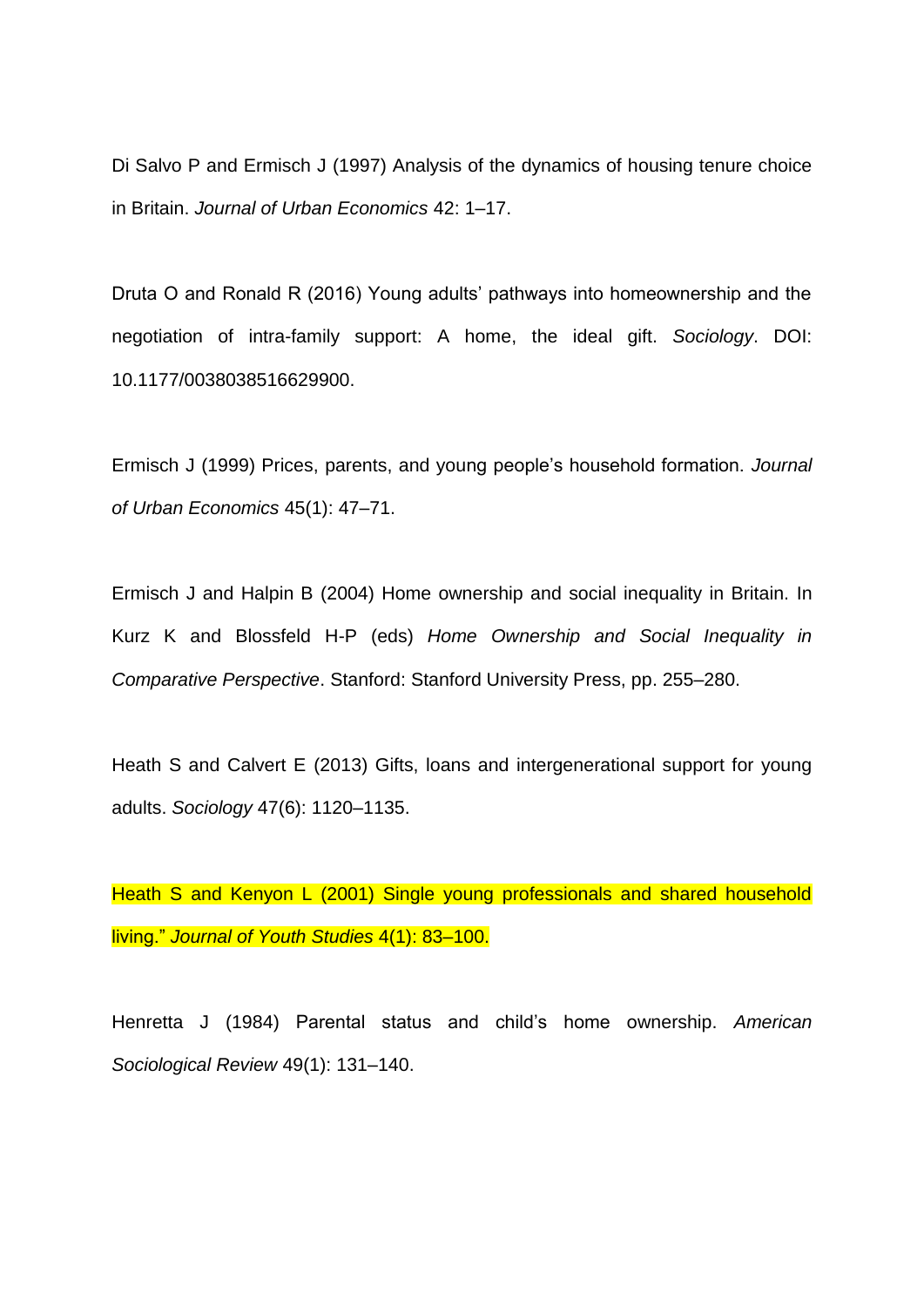Di Salvo P and Ermisch J (1997) Analysis of the dynamics of housing tenure choice in Britain. *Journal of Urban Economics* 42: 1–17.

Druta O and Ronald R (2016) Young adults' pathways into homeownership and the negotiation of intra-family support: A home, the ideal gift. *Sociology*. DOI: 10.1177/0038038516629900.

Ermisch J (1999) Prices, parents, and young people's household formation. *Journal of Urban Economics* 45(1): 47–71.

Ermisch J and Halpin B (2004) Home ownership and social inequality in Britain. In Kurz K and Blossfeld H-P (eds) *Home Ownership and Social Inequality in Comparative Perspective*. Stanford: Stanford University Press, pp. 255–280.

Heath S and Calvert E (2013) Gifts, loans and intergenerational support for young adults. *Sociology* 47(6): 1120–1135.

Heath S and Kenyon L (2001) Single young professionals and shared household living." *Journal of Youth Studies* 4(1): 83–100.

Henretta J (1984) Parental status and child's home ownership. *American Sociological Review* 49(1): 131–140.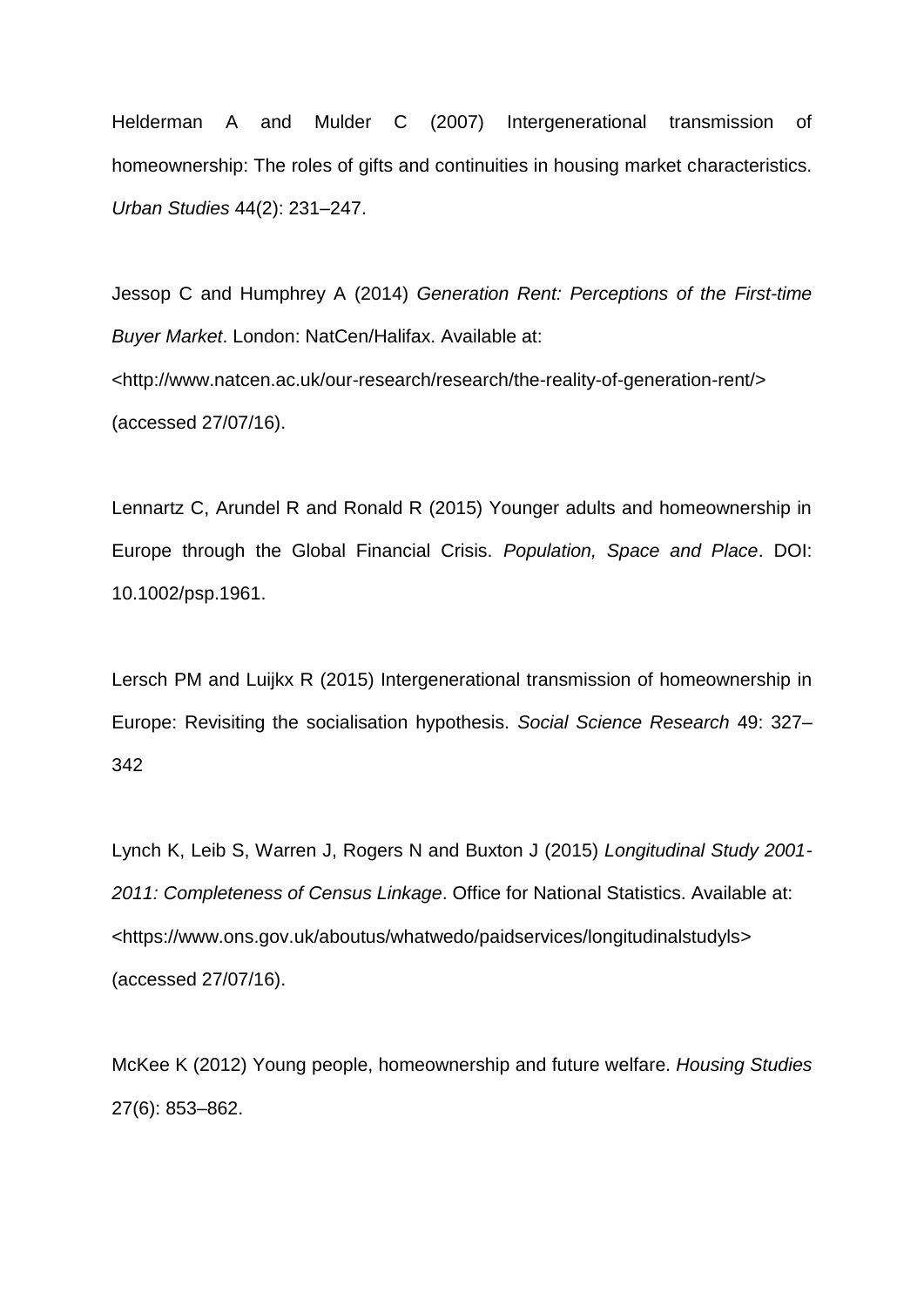Helderman A and Mulder C (2007) Intergenerational transmission of homeownership: The roles of gifts and continuities in housing market characteristics. *Urban Studies* 44(2): 231–247.

Jessop C and Humphrey A (2014) *Generation Rent: Perceptions of the First-time Buyer Market*. London: NatCen/Halifax. Available at: <http://www.natcen.ac.uk/our-research/research/the-reality-of-generation-rent/> (accessed 27/07/16).

Lennartz C, Arundel R and Ronald R (2015) Younger adults and homeownership in Europe through the Global Financial Crisis. *Population, Space and Place*. DOI: 10.1002/psp.1961.

Lersch PM and Luijkx R (2015) Intergenerational transmission of homeownership in Europe: Revisiting the socialisation hypothesis. *Social Science Research* 49: 327–342

Lynch K, Leib S, Warren J, Rogers N and Buxton J (2015) *Longitudinal Study 2001-2011: Completeness of Census Linkage*. Office for National Statistics. Available at: <https://www.ons.gov.uk/aboutus/whatwedo/paidservices/longitudinalstudyls> (accessed 27/07/16).

McKee K (2012) Young people, homeownership and future welfare. *Housing Studies* 27(6): 853–862.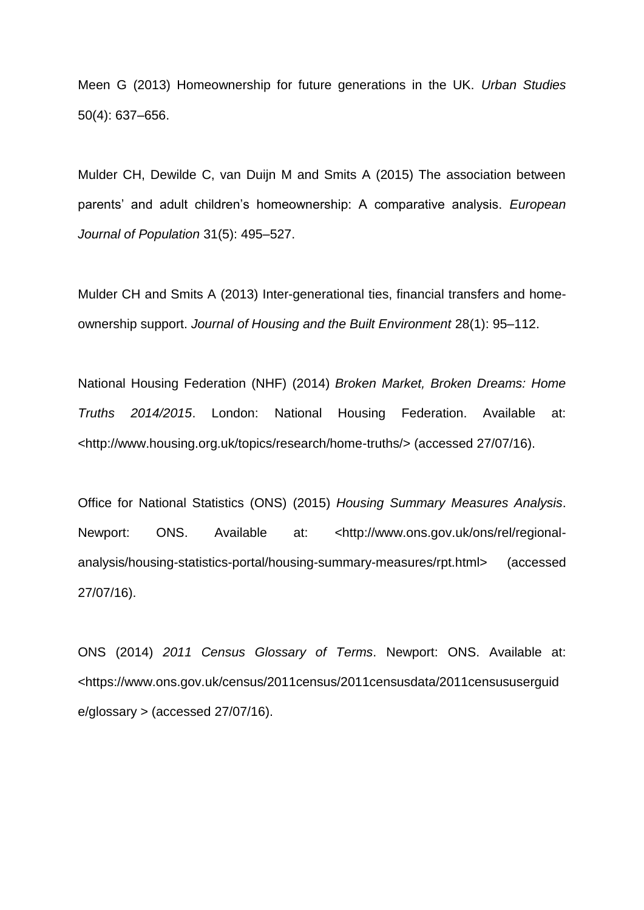Meen G (2013) Homeownership for future generations in the UK. *Urban Studies* 50(4): 637–656.

Mulder CH, Dewilde C, van Duijn M and Smits A (2015) The association between parents' and adult children's homeownership: A comparative analysis. *European Journal of Population* 31(5): 495–527.

Mulder CH and Smits A (2013) Inter-generational ties, financial transfers and home-ownership support. *Journal of Housing and the Built Environment* 28(1): 95–112.

National Housing Federation (NHF) (2014) *Broken Market, Broken Dreams: Home Truths 2014/2015*. London: National Housing Federation. Available at: <http://www.housing.org.uk/topics/research/home-truths/> (accessed 27/07/16).

Office for National Statistics (ONS) (2015) *Housing Summary Measures Analysis*. Newport: ONS. Available at: <http://www.ons.gov.uk/ons/rel/regional-analysis/housing-statistics-portal/housing-summary-measures/rpt.html> (accessed 27/07/16).

ONS (2014) *2011 Census Glossary of Terms*. Newport: ONS. Available at: <https://www.ons.gov.uk/census/2011census/2011censusdata/2011censususerguide/glossary > (accessed 27/07/16).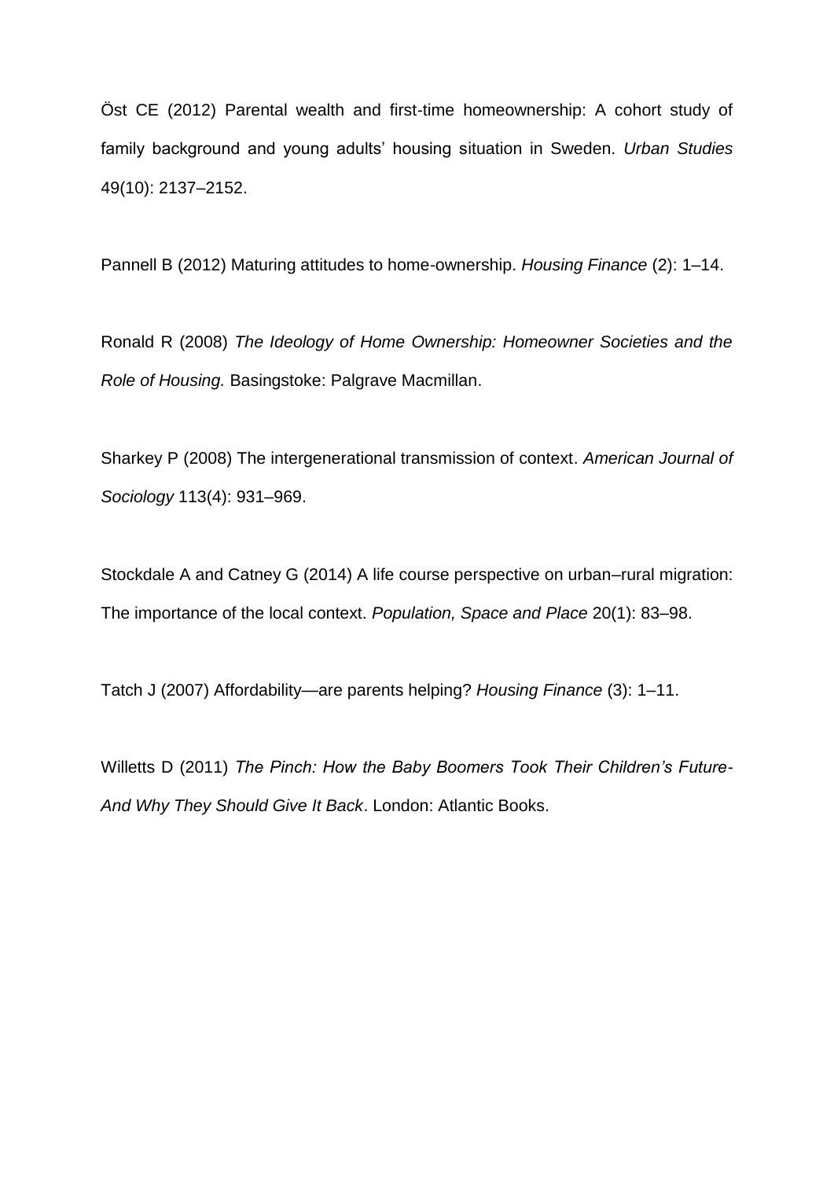Öst CE (2012) Parental wealth and first-time homeownership: A cohort study of family background and young adults' housing situation in Sweden. *Urban Studies* 49(10): 2137–2152.

Pannell B (2012) Maturing attitudes to home-ownership. *Housing Finance* (2): 1–14.

Ronald R (2008) *The Ideology of Home Ownership: Homeowner Societies and the Role of Housing.* Basingstoke: Palgrave Macmillan.

Sharkey P (2008) The intergenerational transmission of context. *American Journal of Sociology* 113(4): 931–969.

Stockdale A and Catney G (2014) A life course perspective on urban–rural migration: The importance of the local context. *Population, Space and Place* 20(1): 83–98.

Tatch J (2007) Affordability—are parents helping? *Housing Finance* (3): 1–11.

Willetts D (2011) *The Pinch: How the Baby Boomers Took Their Children's Future-And Why They Should Give It Back*. London: Atlantic Books.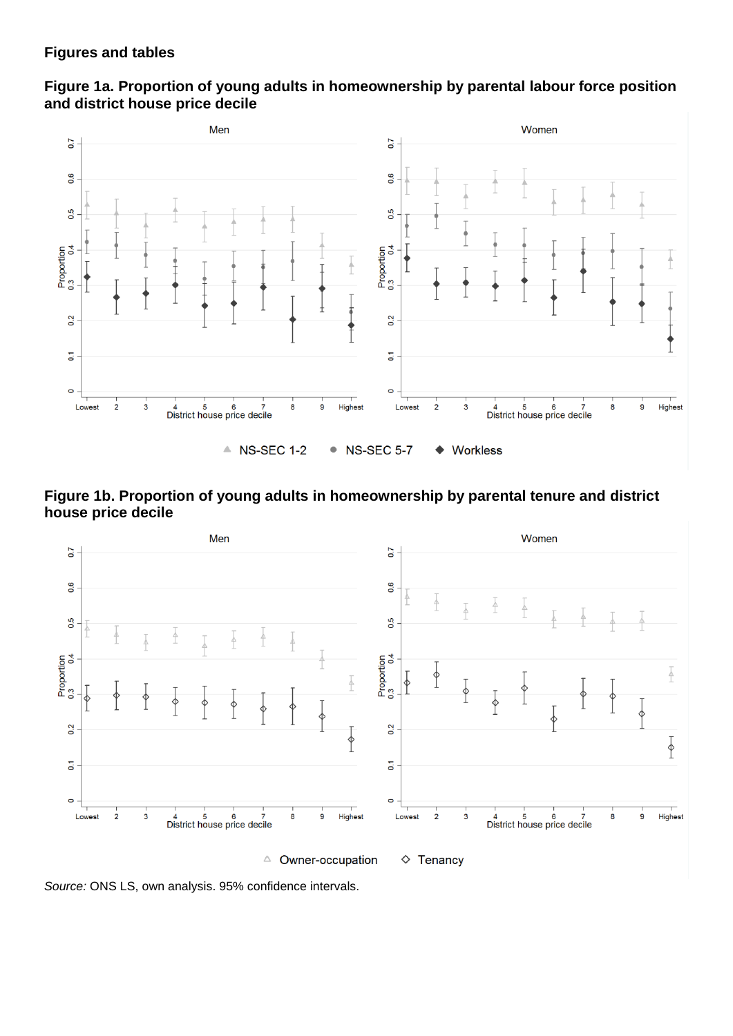## Figures and tables

**Figure 1a. Proportion of young adults in homeownership by parental labour force position and district house price decile**

Men

Women

Proportion

0 0.1 0.2 0.3 0.4 0.5 0.6 0.7

Lowest 2 3 4 5 6 7 8 9 Highest

District house price decile

▲ NS-SEC 1-2 ● NS-SEC 5-7 ◆ Workless

**Figure 1b. Proportion of young adults in homeownership by parental tenure and district house price decile**

Men

Women

Proportion

0 0.1 0.2 0.3 0.4 0.5 0.6 0.7

Lowest 2 3 4 5 6 7 8 9 Highest

District house price decile

△ Owner-occupation ◇ Tenancy

*Source:* ONS LS, own analysis. 95% confidence intervals.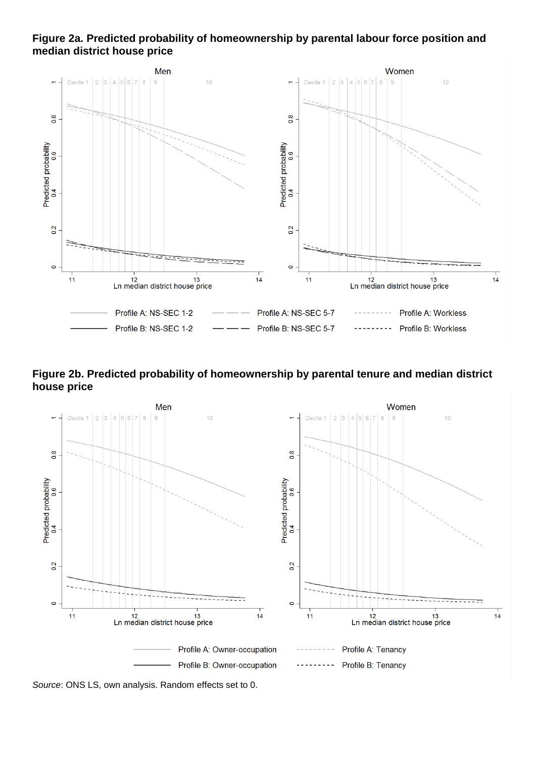**Figure 2a. Predicted probability of homeownership by parental labour force position and median district house price**

Men

Women

Decile 1 2 3 4 5 6 7 8 9 10

Predicted probability

0 0.2 0.4 0.6 0.8 1

11 12 13 14

Ln median district house price

Profile A: NS-SEC 1-2

Profile A: NS-SEC 5-7

Profile A: Workless

Profile B: NS-SEC 1-2

Profile B: NS-SEC 5-7

Profile B: Workless

**Figure 2b. Predicted probability of homeownership by parental tenure and median district house price**

Men

Women

Decile 1 2 3 4 5 6 7 8 9 10

Predicted probability

0 0.2 0.4 0.6 0.8 1

11 12 13 14

Ln median district house price

Profile A: Owner-occupation

Profile A: Tenancy

Profile B: Owner-occupation

Profile B: Tenancy

*Source*: ONS LS, own analysis. Random effects set to 0.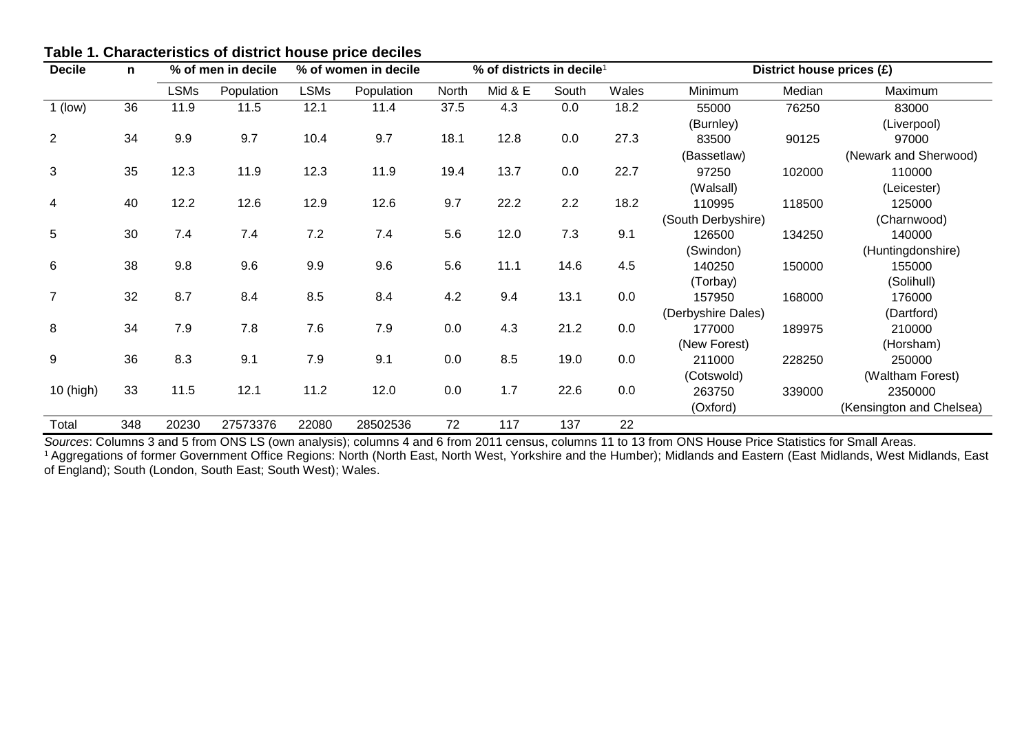**Table 1. Characteristics of district house price deciles**

| Decile | n | % of men in decile | | % of women in decile | | % of districts in decile[1] | | | | District house prices (£) | | |
|---|---|---|---|---|---|---|---|---|---|---|---|---|
| | | LSMs | Population | LSMs | Population | North | Mid & E | South | Wales | Minimum | Median | Maximum |
| 1 (low) | 36 | 11.9 | 11.5 | 12.1 | 11.4 | 37.5 | 4.3 | 0.0 | 18.2 | 55000 (Burnley) | 76250 | 83000 (Liverpool) |
| 2 | 34 | 9.9 | 9.7 | 10.4 | 9.7 | 18.1 | 12.8 | 0.0 | 27.3 | 83500 (Bassetlaw) | 90125 | 97000 (Newark and Sherwood) |
| 3 | 35 | 12.3 | 11.9 | 12.3 | 11.9 | 19.4 | 13.7 | 0.0 | 22.7 | 97250 (Walsall) | 102000 | 110000 (Leicester) |
| 4 | 40 | 12.2 | 12.6 | 12.9 | 12.6 | 9.7 | 22.2 | 2.2 | 18.2 | 110995 (South Derbyshire) | 118500 | 125000 (Charnwood) |
| 5 | 30 | 7.4 | 7.4 | 7.2 | 7.4 | 5.6 | 12.0 | 7.3 | 9.1 | 126500 (Swindon) | 134250 | 140000 (Huntingdonshire) |
| 6 | 38 | 9.8 | 9.6 | 9.9 | 9.6 | 5.6 | 11.1 | 14.6 | 4.5 | 140250 (Torbay) | 150000 | 155000 (Solihull) |
| 7 | 32 | 8.7 | 8.4 | 8.5 | 8.4 | 4.2 | 9.4 | 13.1 | 0.0 | 157950 (Derbyshire Dales) | 168000 | 176000 (Dartford) |
| 8 | 34 | 7.9 | 7.8 | 7.6 | 7.9 | 0.0 | 4.3 | 21.2 | 0.0 | 177000 (New Forest) | 189975 | 210000 (Horsham) |
| 9 | 36 | 8.3 | 9.1 | 7.9 | 9.1 | 0.0 | 8.5 | 19.0 | 0.0 | 211000 (Cotswold) | 228250 | 250000 (Waltham Forest) |
| 10 (high) | 33 | 11.5 | 12.1 | 11.2 | 12.0 | 0.0 | 1.7 | 22.6 | 0.0 | 263750 (Oxford) | 339000 | 2350000 (Kensington and Chelsea) |
| Total | 348 | 20230 | 27573376 | 22080 | 28502536 | 72 | 117 | 137 | 22 | | | |

*Sources*: Columns 3 and 5 from ONS LS (own analysis); columns 4 and 6 from 2011 census, columns 11 to 13 from ONS House Price Statistics for Small Areas.

[1] Aggregations of former Government Office Regions: North (North East, North West, Yorkshire and the Humber); Midlands and Eastern (East Midlands, West Midlands, East of England); South (London, South East; South West); Wales.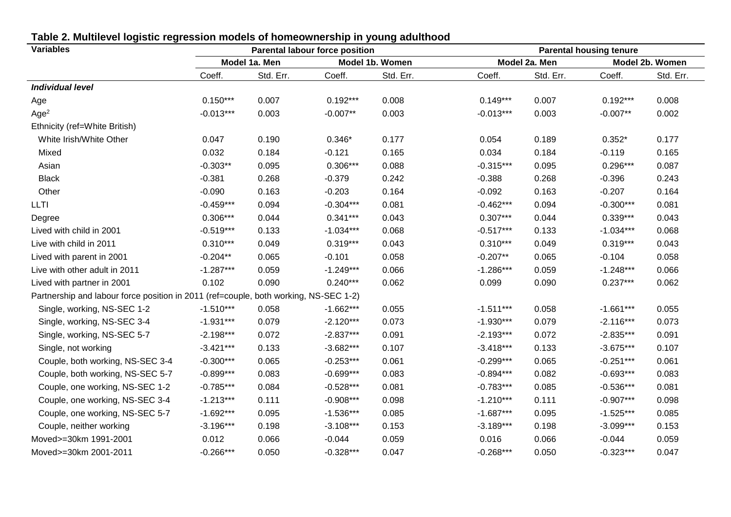**Table 2. Multilevel logistic regression models of homeownership in young adulthood**

| Variables | Parental labour force position | | | | Parental housing tenure | | | |
|---|---|---|---|---|---|---|---|---|
| | Model 1a. Men | | Model 1b. Women | | Model 2a. Men | | Model 2b. Women | |
| | Coeff. | Std. Err. | Coeff. | Std. Err. | Coeff. | Std. Err. | Coeff. | Std. Err. |
| ***Individual level*** | | | | | | | | |
| Age | 0.150*** | 0.007 | 0.192*** | 0.008 | 0.149*** | 0.007 | 0.192*** | 0.008 |
| Age$^2$ | -0.013*** | 0.003 | -0.007** | 0.003 | -0.013*** | 0.003 | -0.007** | 0.002 |
| Ethnicity (ref=White British) | | | | | | | | |
| White Irish/White Other | 0.047 | 0.190 | 0.346* | 0.177 | 0.054 | 0.189 | 0.352* | 0.177 |
| Mixed | 0.032 | 0.184 | -0.121 | 0.165 | 0.034 | 0.184 | -0.119 | 0.165 |
| Asian | -0.303** | 0.095 | 0.306*** | 0.088 | -0.315*** | 0.095 | 0.296*** | 0.087 |
| Black | -0.381 | 0.268 | -0.379 | 0.242 | -0.388 | 0.268 | -0.396 | 0.243 |
| Other | -0.090 | 0.163 | -0.203 | 0.164 | -0.092 | 0.163 | -0.207 | 0.164 |
| LLTI | -0.459*** | 0.094 | -0.304*** | 0.081 | -0.462*** | 0.094 | -0.300*** | 0.081 |
| Degree | 0.306*** | 0.044 | 0.341*** | 0.043 | 0.307*** | 0.044 | 0.339*** | 0.043 |
| Lived with child in 2001 | -0.519*** | 0.133 | -1.034*** | 0.068 | -0.517*** | 0.133 | -1.034*** | 0.068 |
| Live with child in 2011 | 0.310*** | 0.049 | 0.319*** | 0.043 | 0.310*** | 0.049 | 0.319*** | 0.043 |
| Lived with parent in 2001 | -0.204** | 0.065 | -0.101 | 0.058 | -0.207** | 0.065 | -0.104 | 0.058 |
| Live with other adult in 2011 | -1.287*** | 0.059 | -1.249*** | 0.066 | -1.286*** | 0.059 | -1.248*** | 0.066 |
| Lived with partner in 2001 | 0.102 | 0.090 | 0.240*** | 0.062 | 0.099 | 0.090 | 0.237*** | 0.062 |
| Partnership and labour force position in 2011 (ref=couple, both working, NS-SEC 1-2) | | | | | | | | |
| Single, working, NS-SEC 1-2 | -1.510*** | 0.058 | -1.662*** | 0.055 | -1.511*** | 0.058 | -1.661*** | 0.055 |
| Single, working, NS-SEC 3-4 | -1.931*** | 0.079 | -2.120*** | 0.073 | -1.930*** | 0.079 | -2.116*** | 0.073 |
| Single, working, NS-SEC 5-7 | -2.198*** | 0.072 | -2.837*** | 0.091 | -2.193*** | 0.072 | -2.835*** | 0.091 |
| Single, not working | -3.421*** | 0.133 | -3.682*** | 0.107 | -3.418*** | 0.133 | -3.675*** | 0.107 |
| Couple, both working, NS-SEC 3-4 | -0.300*** | 0.065 | -0.253*** | 0.061 | -0.299*** | 0.065 | -0.251*** | 0.061 |
| Couple, both working, NS-SEC 5-7 | -0.899*** | 0.083 | -0.699*** | 0.083 | -0.894*** | 0.082 | -0.693*** | 0.083 |
| Couple, one working, NS-SEC 1-2 | -0.785*** | 0.084 | -0.528*** | 0.081 | -0.783*** | 0.085 | -0.536*** | 0.081 |
| Couple, one working, NS-SEC 3-4 | -1.213*** | 0.111 | -0.908*** | 0.098 | -1.210*** | 0.111 | -0.907*** | 0.098 |
| Couple, one working, NS-SEC 5-7 | -1.692*** | 0.095 | -1.536*** | 0.085 | -1.687*** | 0.095 | -1.525*** | 0.085 |
| Couple, neither working | -3.196*** | 0.198 | -3.108*** | 0.153 | -3.189*** | 0.198 | -3.099*** | 0.153 |
| Moved>=30km 1991-2001 | 0.012 | 0.066 | -0.044 | 0.059 | 0.016 | 0.066 | -0.044 | 0.059 |
| Moved>=30km 2001-2011 | -0.266*** | 0.050 | -0.328*** | 0.047 | -0.268*** | 0.050 | -0.323*** | 0.047 |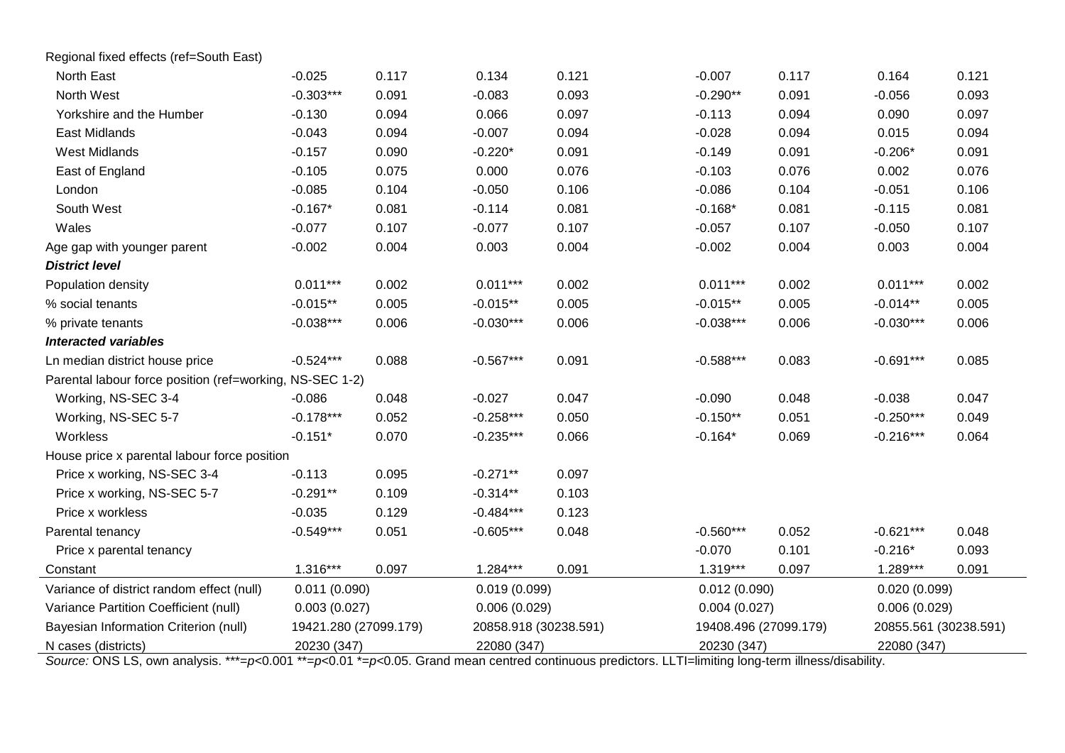| | | | | | | | | |
|---|---|---|---|---|---|---|---|---|
| Regional fixed effects (ref=South East) | | | | | | | | |
| North East | -0.025 | 0.117 | 0.134 | 0.121 | -0.007 | 0.117 | 0.164 | 0.121 |
| North West | -0.303*** | 0.091 | -0.083 | 0.093 | -0.290** | 0.091 | -0.056 | 0.093 |
| Yorkshire and the Humber | -0.130 | 0.094 | 0.066 | 0.097 | -0.113 | 0.094 | 0.090 | 0.097 |
| East Midlands | -0.043 | 0.094 | -0.007 | 0.094 | -0.028 | 0.094 | 0.015 | 0.094 |
| West Midlands | -0.157 | 0.090 | -0.220* | 0.091 | -0.149 | 0.091 | -0.206* | 0.091 |
| East of England | -0.105 | 0.075 | 0.000 | 0.076 | -0.103 | 0.076 | 0.002 | 0.076 |
| London | -0.085 | 0.104 | -0.050 | 0.106 | -0.086 | 0.104 | -0.051 | 0.106 |
| South West | -0.167* | 0.081 | -0.114 | 0.081 | -0.168* | 0.081 | -0.115 | 0.081 |
| Wales | -0.077 | 0.107 | -0.077 | 0.107 | -0.057 | 0.107 | -0.050 | 0.107 |
| Age gap with younger parent | -0.002 | 0.004 | 0.003 | 0.004 | -0.002 | 0.004 | 0.003 | 0.004 |
| ***District level*** | | | | | | | | |
| Population density | 0.011*** | 0.002 | 0.011*** | 0.002 | 0.011*** | 0.002 | 0.011*** | 0.002 |
| % social tenants | -0.015** | 0.005 | -0.015** | 0.005 | -0.015** | 0.005 | -0.014** | 0.005 |
| % private tenants | -0.038*** | 0.006 | -0.030*** | 0.006 | -0.038*** | 0.006 | -0.030*** | 0.006 |
| ***Interacted variables*** | | | | | | | | |
| Ln median district house price | -0.524*** | 0.088 | -0.567*** | 0.091 | -0.588*** | 0.083 | -0.691*** | 0.085 |
| Parental labour force position (ref=working, NS-SEC 1-2) | | | | | | | | |
| Working, NS-SEC 3-4 | -0.086 | 0.048 | -0.027 | 0.047 | -0.090 | 0.048 | -0.038 | 0.047 |
| Working, NS-SEC 5-7 | -0.178*** | 0.052 | -0.258*** | 0.050 | -0.150** | 0.051 | -0.250*** | 0.049 |
| Workless | -0.151* | 0.070 | -0.235*** | 0.066 | -0.164* | 0.069 | -0.216*** | 0.064 |
| House price x parental labour force position | | | | | | | | |
| Price x working, NS-SEC 3-4 | -0.113 | 0.095 | -0.271** | 0.097 | | | | |
| Price x working, NS-SEC 5-7 | -0.291** | 0.109 | -0.314** | 0.103 | | | | |
| Price x workless | -0.035 | 0.129 | -0.484*** | 0.123 | | | | |
| Parental tenancy | -0.549*** | 0.051 | -0.605*** | 0.048 | -0.560*** | 0.052 | -0.621*** | 0.048 |
| Price x parental tenancy | | | | | -0.070 | 0.101 | -0.216* | 0.093 |
| Constant | 1.316*** | 0.097 | 1.284*** | 0.091 | 1.319*** | 0.097 | 1.289*** | 0.091 |
| Variance of district random effect (null) | 0.011 (0.090) | | 0.019 (0.099) | | 0.012 (0.090) | | 0.020 (0.099) | |
| Variance Partition Coefficient (null) | 0.003 (0.027) | | 0.006 (0.029) | | 0.004 (0.027) | | 0.006 (0.029) | |
| Bayesian Information Criterion (null) | 19421.280 (27099.179) | | 20858.918 (30238.591) | | 19408.496 (27099.179) | | 20855.561 (30238.591) | |
| N cases (districts) | 20230 (347) | | 22080 (347) | | 20230 (347) | | 22080 (347) | |

*Source:* ONS LS, own analysis. ***=$p$<0.001 **=$p$<0.01 *=$p$<0.05. Grand mean centred continuous predictors. LLTI=limiting long-term illness/disability.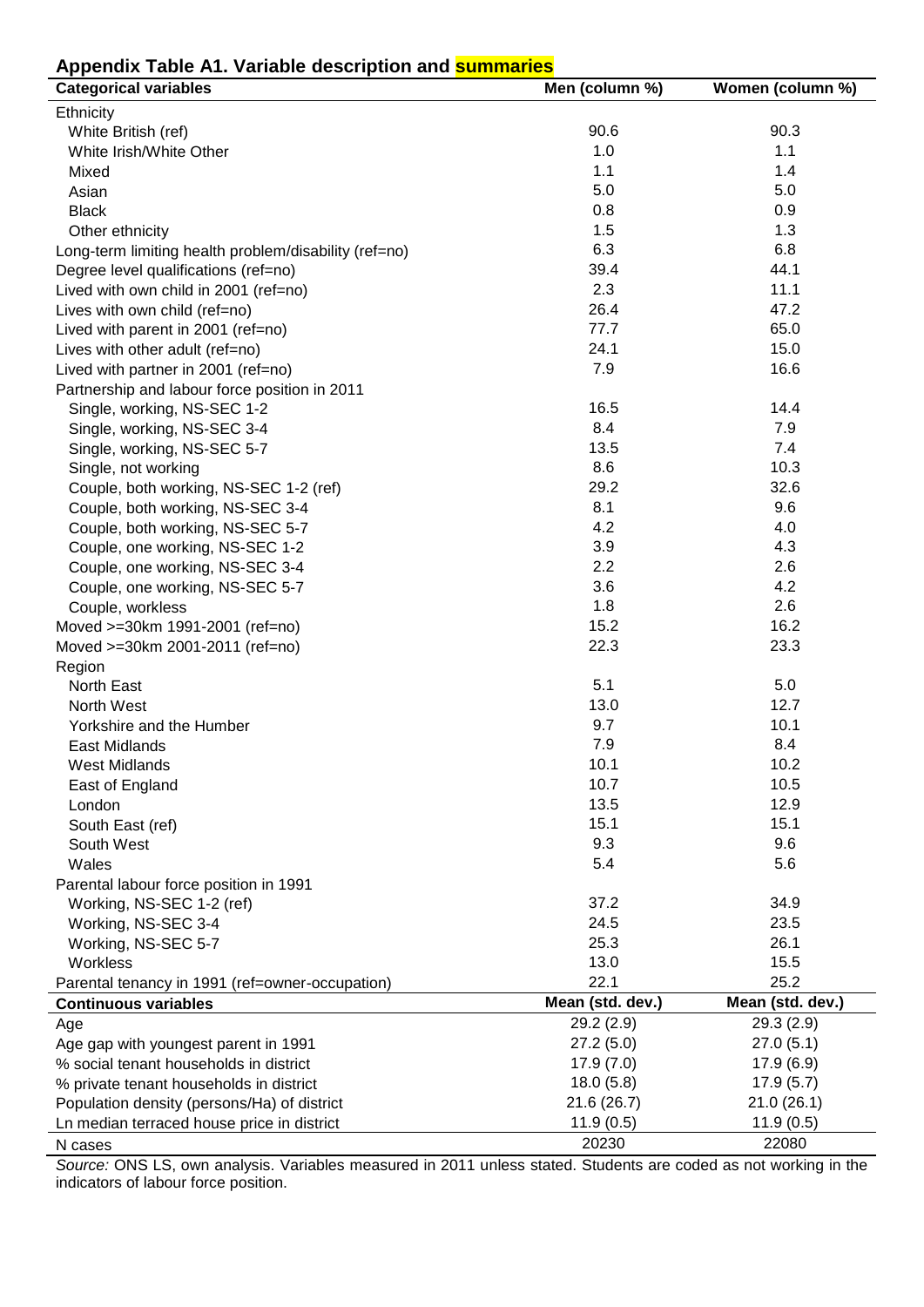**Appendix Table A1. Variable description and summaries**

| Categorical variables | Men (column %) | Women (column %) |
|---|---|---|
| Ethnicity | | |
| White British (ref) | 90.6 | 90.3 |
| White Irish/White Other | 1.0 | 1.1 |
| Mixed | 1.1 | 1.4 |
| Asian | 5.0 | 5.0 |
| Black | 0.8 | 0.9 |
| Other ethnicity | 1.5 | 1.3 |
| Long-term limiting health problem/disability (ref=no) | 6.3 | 6.8 |
| Degree level qualifications (ref=no) | 39.4 | 44.1 |
| Lived with own child in 2001 (ref=no) | 2.3 | 11.1 |
| Lives with own child (ref=no) | 26.4 | 47.2 |
| Lived with parent in 2001 (ref=no) | 77.7 | 65.0 |
| Lives with other adult (ref=no) | 24.1 | 15.0 |
| Lived with partner in 2001 (ref=no) | 7.9 | 16.6 |
| Partnership and labour force position in 2011 | | |
| Single, working, NS-SEC 1-2 | 16.5 | 14.4 |
| Single, working, NS-SEC 3-4 | 8.4 | 7.9 |
| Single, working, NS-SEC 5-7 | 13.5 | 7.4 |
| Single, not working | 8.6 | 10.3 |
| Couple, both working, NS-SEC 1-2 (ref) | 29.2 | 32.6 |
| Couple, both working, NS-SEC 3-4 | 8.1 | 9.6 |
| Couple, both working, NS-SEC 5-7 | 4.2 | 4.0 |
| Couple, one working, NS-SEC 1-2 | 3.9 | 4.3 |
| Couple, one working, NS-SEC 3-4 | 2.2 | 2.6 |
| Couple, one working, NS-SEC 5-7 | 3.6 | 4.2 |
| Couple, workless | 1.8 | 2.6 |
| Moved >=30km 1991-2001 (ref=no) | 15.2 | 16.2 |
| Moved >=30km 2001-2011 (ref=no) | 22.3 | 23.3 |
| Region | | |
| North East | 5.1 | 5.0 |
| North West | 13.0 | 12.7 |
| Yorkshire and the Humber | 9.7 | 10.1 |
| East Midlands | 7.9 | 8.4 |
| West Midlands | 10.1 | 10.2 |
| East of England | 10.7 | 10.5 |
| London | 13.5 | 12.9 |
| South East (ref) | 15.1 | 15.1 |
| South West | 9.3 | 9.6 |
| Wales | 5.4 | 5.6 |
| Parental labour force position in 1991 | | |
| Working, NS-SEC 1-2 (ref) | 37.2 | 34.9 |
| Working, NS-SEC 3-4 | 24.5 | 23.5 |
| Working, NS-SEC 5-7 | 25.3 | 26.1 |
| Workless | 13.0 | 15.5 |
| Parental tenancy in 1991 (ref=owner-occupation) | 22.1 | 25.2 |
| **Continuous variables** | **Mean (std. dev.)** | **Mean (std. dev.)** |
| Age | 29.2 (2.9) | 29.3 (2.9) |
| Age gap with youngest parent in 1991 | 27.2 (5.0) | 27.0 (5.1) |
| % social tenant households in district | 17.9 (7.0) | 17.9 (6.9) |
| % private tenant households in district | 18.0 (5.8) | 17.9 (5.7) |
| Population density (persons/Ha) of district | 21.6 (26.7) | 21.0 (26.1) |
| Ln median terraced house price in district | 11.9 (0.5) | 11.9 (0.5) |
| N cases | 20230 | 22080 |

*Source:* ONS LS, own analysis. Variables measured in 2011 unless stated. Students are coded as not working in the indicators of labour force position.